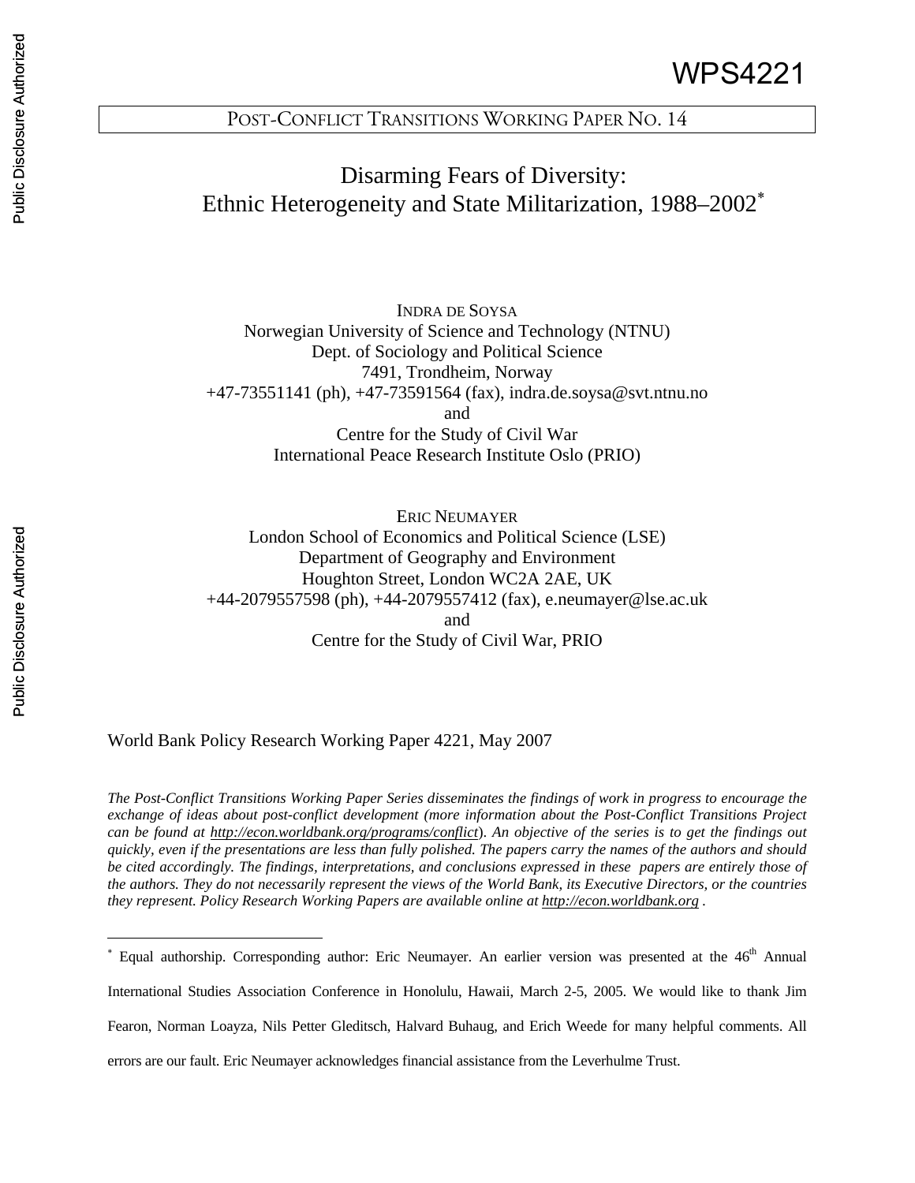WPS4221

POST-CONFLICT TRANSITIONS WORKING PAPER NO. 14

# Disarming Fears of Diversity: Ethnic Heterogeneity and State Militarization, 1988–2002[*]

INDRA DE SOYSA
Norwegian University of Science and Technology (NTNU)
Dept. of Sociology and Political Science
7491, Trondheim, Norway
+47-73551141 (ph), +47-73591564 (fax), indra.de.soysa@svt.ntnu.no
and
Centre for the Study of Civil War
International Peace Research Institute Oslo (PRIO)

ERIC NEUMAYER
London School of Economics and Political Science (LSE)
Department of Geography and Environment
Houghton Street, London WC2A 2AE, UK
+44-2079557598 (ph), +44-2079557412 (fax), e.neumayer@lse.ac.uk
and
Centre for the Study of Civil War, PRIO

World Bank Policy Research Working Paper 4221, May 2007

*The Post-Conflict Transitions Working Paper Series disseminates the findings of work in progress to encourage the exchange of ideas about post-conflict development (more information about the Post-Conflict Transitions Project can be found at http://econ.worldbank.org/programs/conflict). An objective of the series is to get the findings out quickly, even if the presentations are less than fully polished. The papers carry the names of the authors and should be cited accordingly. The findings, interpretations, and conclusions expressed in these papers are entirely those of the authors. They do not necessarily represent the views of the World Bank, its Executive Directors, or the countries they represent. Policy Research Working Papers are available online at http://econ.worldbank.org .*

[*] Equal authorship. Corresponding author: Eric Neumayer. An earlier version was presented at the 46th Annual International Studies Association Conference in Honolulu, Hawaii, March 2-5, 2005. We would like to thank Jim Fearon, Norman Loayza, Nils Petter Gleditsch, Halvard Buhaug, and Erich Weede for many helpful comments. All errors are our fault. Eric Neumayer acknowledges financial assistance from the Leverhulme Trust.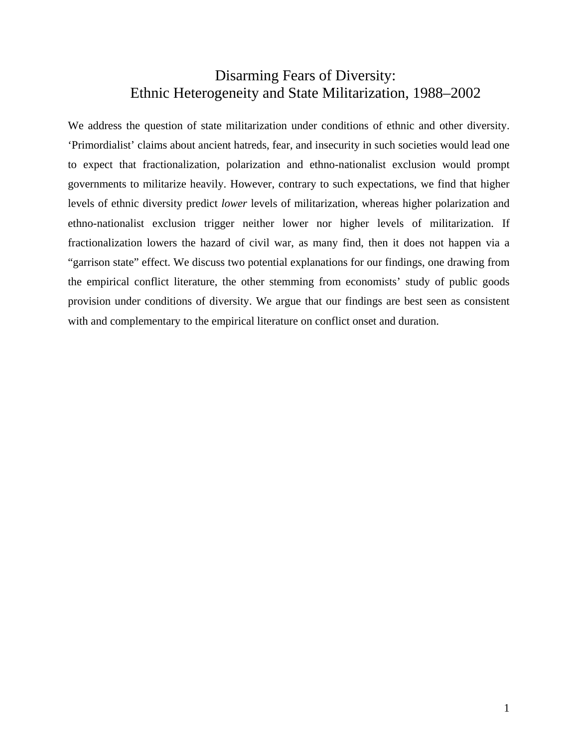# Disarming Fears of Diversity:
# Ethnic Heterogeneity and State Militarization, 1988–2002

We address the question of state militarization under conditions of ethnic and other diversity. ‘Primordialist’ claims about ancient hatreds, fear, and insecurity in such societies would lead one to expect that fractionalization, polarization and ethno-nationalist exclusion would prompt governments to militarize heavily. However, contrary to such expectations, we find that higher levels of ethnic diversity predict *lower* levels of militarization, whereas higher polarization and ethno-nationalist exclusion trigger neither lower nor higher levels of militarization. If fractionalization lowers the hazard of civil war, as many find, then it does not happen via a “garrison state” effect. We discuss two potential explanations for our findings, one drawing from the empirical conflict literature, the other stemming from economists’ study of public goods provision under conditions of diversity. We argue that our findings are best seen as consistent with and complementary to the empirical literature on conflict onset and duration.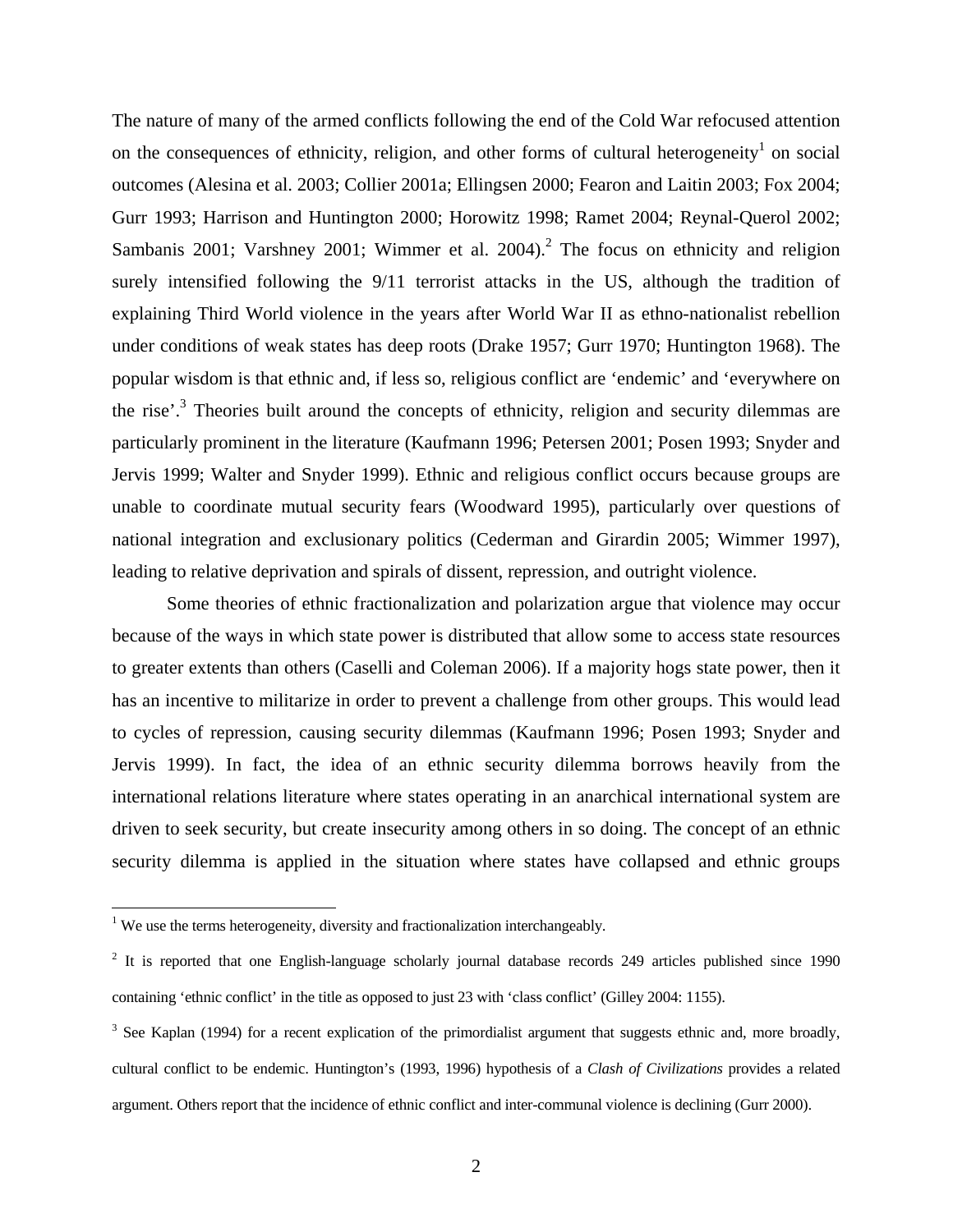The nature of many of the armed conflicts following the end of the Cold War refocused attention on the consequences of ethnicity, religion, and other forms of cultural heterogeneity[1] on social outcomes (Alesina et al. 2003; Collier 2001a; Ellingsen 2000; Fearon and Laitin 2003; Fox 2004; Gurr 1993; Harrison and Huntington 2000; Horowitz 1998; Ramet 2004; Reynal-Querol 2002; Sambanis 2001; Varshney 2001; Wimmer et al. 2004).[2] The focus on ethnicity and religion surely intensified following the 9/11 terrorist attacks in the US, although the tradition of explaining Third World violence in the years after World War II as ethno-nationalist rebellion under conditions of weak states has deep roots (Drake 1957; Gurr 1970; Huntington 1968). The popular wisdom is that ethnic and, if less so, religious conflict are 'endemic' and 'everywhere on the rise'.[3] Theories built around the concepts of ethnicity, religion and security dilemmas are particularly prominent in the literature (Kaufmann 1996; Petersen 2001; Posen 1993; Snyder and Jervis 1999; Walter and Snyder 1999). Ethnic and religious conflict occurs because groups are unable to coordinate mutual security fears (Woodward 1995), particularly over questions of national integration and exclusionary politics (Cederman and Girardin 2005; Wimmer 1997), leading to relative deprivation and spirals of dissent, repression, and outright violence.

Some theories of ethnic fractionalization and polarization argue that violence may occur because of the ways in which state power is distributed that allow some to access state resources to greater extents than others (Caselli and Coleman 2006). If a majority hogs state power, then it has an incentive to militarize in order to prevent a challenge from other groups. This would lead to cycles of repression, causing security dilemmas (Kaufmann 1996; Posen 1993; Snyder and Jervis 1999). In fact, the idea of an ethnic security dilemma borrows heavily from the international relations literature where states operating in an anarchical international system are driven to seek security, but create insecurity among others in so doing. The concept of an ethnic security dilemma is applied in the situation where states have collapsed and ethnic groups

[1] We use the terms heterogeneity, diversity and fractionalization interchangeably.

[2] It is reported that one English-language scholarly journal database records 249 articles published since 1990 containing 'ethnic conflict' in the title as opposed to just 23 with 'class conflict' (Gilley 2004: 1155).

[3] See Kaplan (1994) for a recent explication of the primordialist argument that suggests ethnic and, more broadly, cultural conflict to be endemic. Huntington's (1993, 1996) hypothesis of a *Clash of Civilizations* provides a related argument. Others report that the incidence of ethnic conflict and inter-communal violence is declining (Gurr 2000).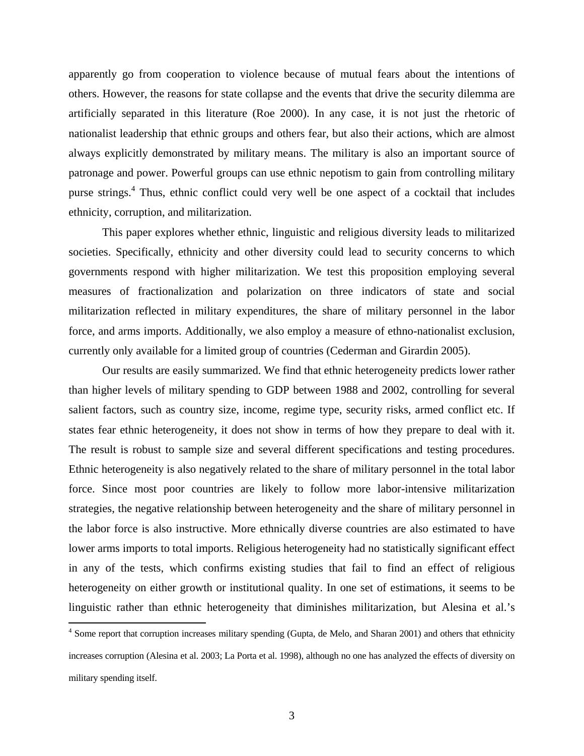apparently go from cooperation to violence because of mutual fears about the intentions of others. However, the reasons for state collapse and the events that drive the security dilemma are artificially separated in this literature (Roe 2000). In any case, it is not just the rhetoric of nationalist leadership that ethnic groups and others fear, but also their actions, which are almost always explicitly demonstrated by military means. The military is also an important source of patronage and power. Powerful groups can use ethnic nepotism to gain from controlling military purse strings.[4] Thus, ethnic conflict could very well be one aspect of a cocktail that includes ethnicity, corruption, and militarization.

This paper explores whether ethnic, linguistic and religious diversity leads to militarized societies. Specifically, ethnicity and other diversity could lead to security concerns to which governments respond with higher militarization. We test this proposition employing several measures of fractionalization and polarization on three indicators of state and social militarization reflected in military expenditures, the share of military personnel in the labor force, and arms imports. Additionally, we also employ a measure of ethno-nationalist exclusion, currently only available for a limited group of countries (Cederman and Girardin 2005).

Our results are easily summarized. We find that ethnic heterogeneity predicts lower rather than higher levels of military spending to GDP between 1988 and 2002, controlling for several salient factors, such as country size, income, regime type, security risks, armed conflict etc. If states fear ethnic heterogeneity, it does not show in terms of how they prepare to deal with it. The result is robust to sample size and several different specifications and testing procedures. Ethnic heterogeneity is also negatively related to the share of military personnel in the total labor force. Since most poor countries are likely to follow more labor-intensive militarization strategies, the negative relationship between heterogeneity and the share of military personnel in the labor force is also instructive. More ethnically diverse countries are also estimated to have lower arms imports to total imports. Religious heterogeneity had no statistically significant effect in any of the tests, which confirms existing studies that fail to find an effect of religious heterogeneity on either growth or institutional quality. In one set of estimations, it seems to be linguistic rather than ethnic heterogeneity that diminishes militarization, but Alesina et al.'s

[4] Some report that corruption increases military spending (Gupta, de Melo, and Sharan 2001) and others that ethnicity increases corruption (Alesina et al. 2003; La Porta et al. 1998), although no one has analyzed the effects of diversity on military spending itself.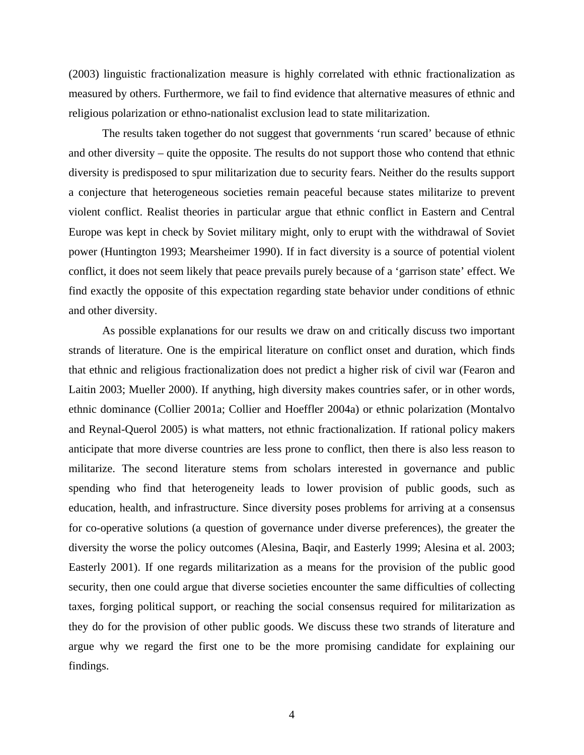(2003) linguistic fractionalization measure is highly correlated with ethnic fractionalization as measured by others. Furthermore, we fail to find evidence that alternative measures of ethnic and religious polarization or ethno-nationalist exclusion lead to state militarization.

The results taken together do not suggest that governments 'run scared' because of ethnic and other diversity – quite the opposite. The results do not support those who contend that ethnic diversity is predisposed to spur militarization due to security fears. Neither do the results support a conjecture that heterogeneous societies remain peaceful because states militarize to prevent violent conflict. Realist theories in particular argue that ethnic conflict in Eastern and Central Europe was kept in check by Soviet military might, only to erupt with the withdrawal of Soviet power (Huntington 1993; Mearsheimer 1990). If in fact diversity is a source of potential violent conflict, it does not seem likely that peace prevails purely because of a 'garrison state' effect. We find exactly the opposite of this expectation regarding state behavior under conditions of ethnic and other diversity.

As possible explanations for our results we draw on and critically discuss two important strands of literature. One is the empirical literature on conflict onset and duration, which finds that ethnic and religious fractionalization does not predict a higher risk of civil war (Fearon and Laitin 2003; Mueller 2000). If anything, high diversity makes countries safer, or in other words, ethnic dominance (Collier 2001a; Collier and Hoeffler 2004a) or ethnic polarization (Montalvo and Reynal-Querol 2005) is what matters, not ethnic fractionalization. If rational policy makers anticipate that more diverse countries are less prone to conflict, then there is also less reason to militarize. The second literature stems from scholars interested in governance and public spending who find that heterogeneity leads to lower provision of public goods, such as education, health, and infrastructure. Since diversity poses problems for arriving at a consensus for co-operative solutions (a question of governance under diverse preferences), the greater the diversity the worse the policy outcomes (Alesina, Baqir, and Easterly 1999; Alesina et al. 2003; Easterly 2001). If one regards militarization as a means for the provision of the public good security, then one could argue that diverse societies encounter the same difficulties of collecting taxes, forging political support, or reaching the social consensus required for militarization as they do for the provision of other public goods. We discuss these two strands of literature and argue why we regard the first one to be the more promising candidate for explaining our findings.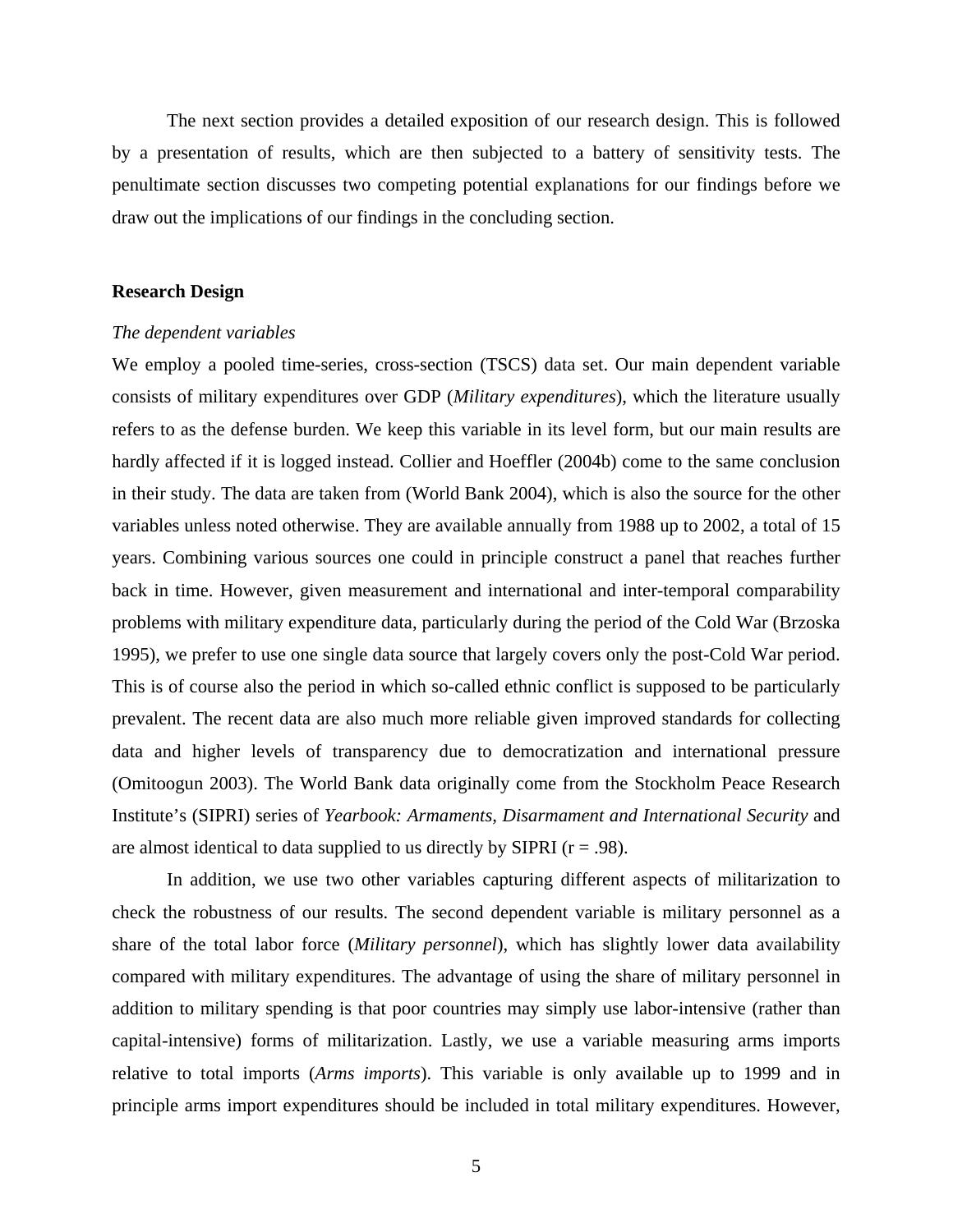The next section provides a detailed exposition of our research design. This is followed by a presentation of results, which are then subjected to a battery of sensitivity tests. The penultimate section discusses two competing potential explanations for our findings before we draw out the implications of our findings in the concluding section.

## Research Design

*The dependent variables*

We employ a pooled time-series, cross-section (TSCS) data set. Our main dependent variable consists of military expenditures over GDP (*Military expenditures*), which the literature usually refers to as the defense burden. We keep this variable in its level form, but our main results are hardly affected if it is logged instead. Collier and Hoeffler (2004b) come to the same conclusion in their study. The data are taken from (World Bank 2004), which is also the source for the other variables unless noted otherwise. They are available annually from 1988 up to 2002, a total of 15 years. Combining various sources one could in principle construct a panel that reaches further back in time. However, given measurement and international and inter-temporal comparability problems with military expenditure data, particularly during the period of the Cold War (Brzoska 1995), we prefer to use one single data source that largely covers only the post-Cold War period. This is of course also the period in which so-called ethnic conflict is supposed to be particularly prevalent. The recent data are also much more reliable given improved standards for collecting data and higher levels of transparency due to democratization and international pressure (Omitoogun 2003). The World Bank data originally come from the Stockholm Peace Research Institute's (SIPRI) series of *Yearbook: Armaments, Disarmament and International Security* and are almost identical to data supplied to us directly by SIPRI (r = .98).

In addition, we use two other variables capturing different aspects of militarization to check the robustness of our results. The second dependent variable is military personnel as a share of the total labor force (*Military personnel*), which has slightly lower data availability compared with military expenditures. The advantage of using the share of military personnel in addition to military spending is that poor countries may simply use labor-intensive (rather than capital-intensive) forms of militarization. Lastly, we use a variable measuring arms imports relative to total imports (*Arms imports*). This variable is only available up to 1999 and in principle arms import expenditures should be included in total military expenditures. However,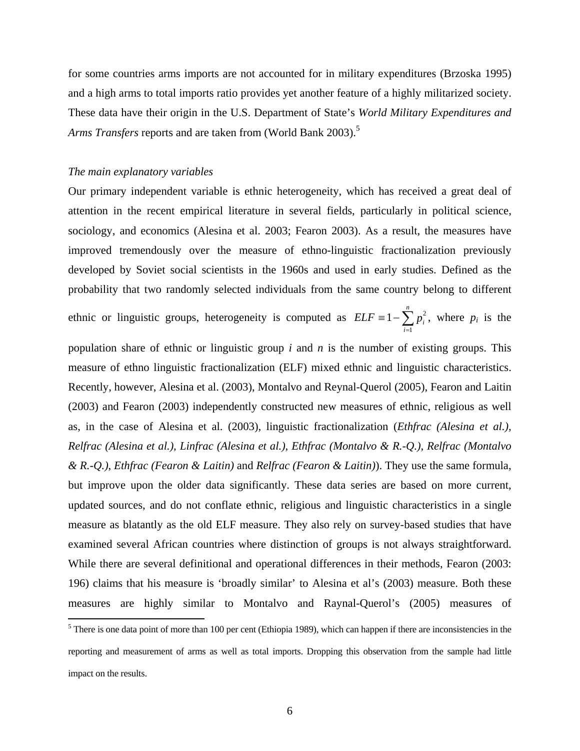for some countries arms imports are not accounted for in military expenditures (Brzoska 1995) and a high arms to total imports ratio provides yet another feature of a highly militarized society. These data have their origin in the U.S. Department of State's *World Military Expenditures and Arms Transfers* reports and are taken from (World Bank 2003).[5]

*The main explanatory variables*

Our primary independent variable is ethnic heterogeneity, which has received a great deal of attention in the recent empirical literature in several fields, particularly in political science, sociology, and economics (Alesina et al. 2003; Fearon 2003). As a result, the measures have improved tremendously over the measure of ethno-linguistic fractionalization previously developed by Soviet social scientists in the 1960s and used in early studies. Defined as the probability that two randomly selected individuals from the same country belong to different ethnic or linguistic groups, heterogeneity is computed as $ELF \equiv 1 - \sum_{i=1}^{n} p_i^2$, where $p_i$ is the population share of ethnic or linguistic group $i$ and $n$ is the number of existing groups. This measure of ethno linguistic fractionalization (ELF) mixed ethnic and linguistic characteristics. Recently, however, Alesina et al. (2003), Montalvo and Reynal-Querol (2005), Fearon and Laitin (2003) and Fearon (2003) independently constructed new measures of ethnic, religious as well as, in the case of Alesina et al. (2003), linguistic fractionalization (*Ethfrac (Alesina et al.)*, *Relfrac (Alesina et al.)*, *Linfrac (Alesina et al.)*, *Ethfrac (Montalvo & R.-Q.)*, *Relfrac (Montalvo & R.-Q.)*, *Ethfrac (Fearon & Laitin)* and *Relfrac (Fearon & Laitin)*). They use the same formula, but improve upon the older data significantly. These data series are based on more current, updated sources, and do not conflate ethnic, religious and linguistic characteristics in a single measure as blatantly as the old ELF measure. They also rely on survey-based studies that have examined several African countries where distinction of groups is not always straightforward. While there are several definitional and operational differences in their methods, Fearon (2003: 196) claims that his measure is 'broadly similar' to Alesina et al's (2003) measure. Both these measures are highly similar to Montalvo and Raynal-Querol's (2005) measures of

[5] There is one data point of more than 100 per cent (Ethiopia 1989), which can happen if there are inconsistencies in the reporting and measurement of arms as well as total imports. Dropping this observation from the sample had little impact on the results.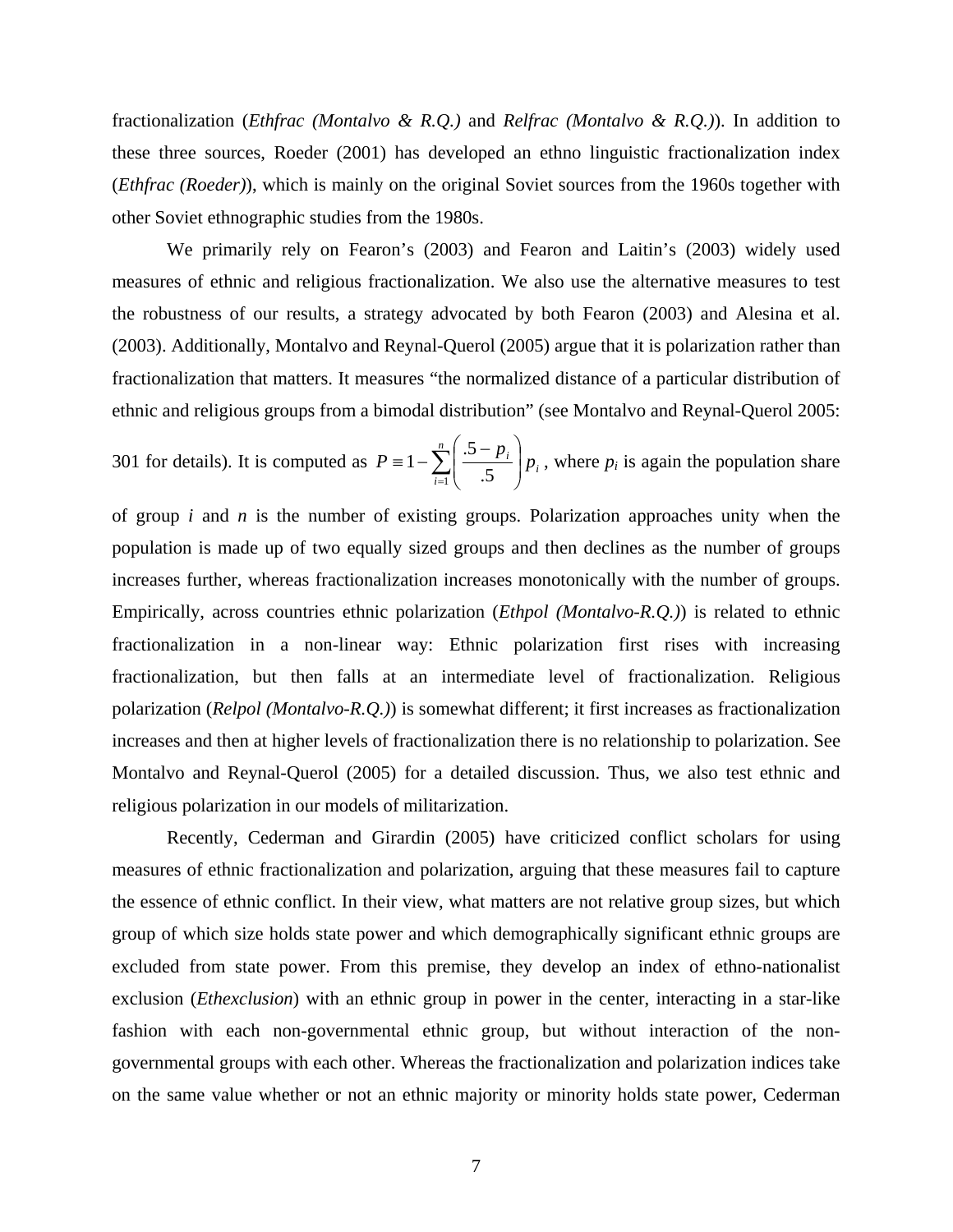fractionalization (*Ethfrac (Montalvo & R.Q.)* and *Relfrac (Montalvo & R.Q.)*). In addition to these three sources, Roeder (2001) has developed an ethno linguistic fractionalization index (*Ethfrac (Roeder)*), which is mainly on the original Soviet sources from the 1960s together with other Soviet ethnographic studies from the 1980s.

We primarily rely on Fearon's (2003) and Fearon and Laitin's (2003) widely used measures of ethnic and religious fractionalization. We also use the alternative measures to test the robustness of our results, a strategy advocated by both Fearon (2003) and Alesina et al. (2003). Additionally, Montalvo and Reynal-Querol (2005) argue that it is polarization rather than fractionalization that matters. It measures "the normalized distance of a particular distribution of ethnic and religious groups from a bimodal distribution" (see Montalvo and Reynal-Querol 2005: 301 for details). It is computed as $P \equiv 1 - \sum_{i=1}^{n} \left( \frac{.5 - p_i}{.5} \right) p_i$, where $p_i$ is again the population share of group $i$ and $n$ is the number of existing groups. Polarization approaches unity when the population is made up of two equally sized groups and then declines as the number of groups increases further, whereas fractionalization increases monotonically with the number of groups. Empirically, across countries ethnic polarization (*Ethpol (Montalvo-R.Q.)*) is related to ethnic fractionalization in a non-linear way: Ethnic polarization first rises with increasing fractionalization, but then falls at an intermediate level of fractionalization. Religious polarization (*Relpol (Montalvo-R.Q.)*) is somewhat different; it first increases as fractionalization increases and then at higher levels of fractionalization there is no relationship to polarization. See Montalvo and Reynal-Querol (2005) for a detailed discussion. Thus, we also test ethnic and religious polarization in our models of militarization.

Recently, Cederman and Girardin (2005) have criticized conflict scholars for using measures of ethnic fractionalization and polarization, arguing that these measures fail to capture the essence of ethnic conflict. In their view, what matters are not relative group sizes, but which group of which size holds state power and which demographically significant ethnic groups are excluded from state power. From this premise, they develop an index of ethno-nationalist exclusion (*Ethexclusion*) with an ethnic group in power in the center, interacting in a star-like fashion with each non-governmental ethnic group, but without interaction of the non-governmental groups with each other. Whereas the fractionalization and polarization indices take on the same value whether or not an ethnic majority or minority holds state power, Cederman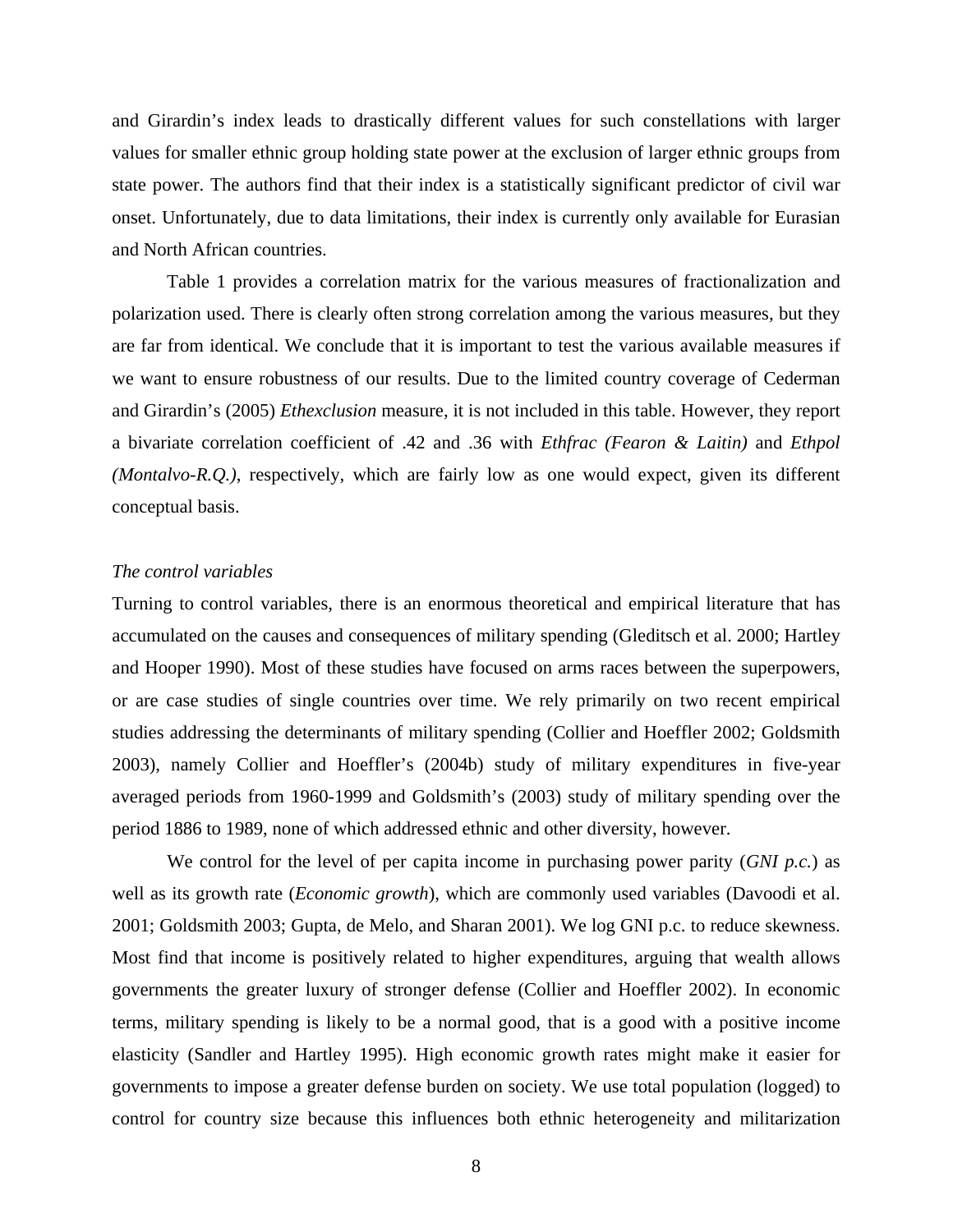and Girardin's index leads to drastically different values for such constellations with larger values for smaller ethnic group holding state power at the exclusion of larger ethnic groups from state power. The authors find that their index is a statistically significant predictor of civil war onset. Unfortunately, due to data limitations, their index is currently only available for Eurasian and North African countries.

Table 1 provides a correlation matrix for the various measures of fractionalization and polarization used. There is clearly often strong correlation among the various measures, but they are far from identical. We conclude that it is important to test the various available measures if we want to ensure robustness of our results. Due to the limited country coverage of Cederman and Girardin's (2005) *Ethexclusion* measure, it is not included in this table. However, they report a bivariate correlation coefficient of .42 and .36 with *Ethfrac (Fearon & Laitin)* and *Ethpol (Montalvo-R.Q.)*, respectively, which are fairly low as one would expect, given its different conceptual basis.

*The control variables*

Turning to control variables, there is an enormous theoretical and empirical literature that has accumulated on the causes and consequences of military spending (Gleditsch et al. 2000; Hartley and Hooper 1990). Most of these studies have focused on arms races between the superpowers, or are case studies of single countries over time. We rely primarily on two recent empirical studies addressing the determinants of military spending (Collier and Hoeffler 2002; Goldsmith 2003), namely Collier and Hoeffler's (2004b) study of military expenditures in five-year averaged periods from 1960-1999 and Goldsmith's (2003) study of military spending over the period 1886 to 1989, none of which addressed ethnic and other diversity, however.

We control for the level of per capita income in purchasing power parity (*GNI p.c.*) as well as its growth rate (*Economic growth*), which are commonly used variables (Davoodi et al. 2001; Goldsmith 2003; Gupta, de Melo, and Sharan 2001). We log GNI p.c. to reduce skewness. Most find that income is positively related to higher expenditures, arguing that wealth allows governments the greater luxury of stronger defense (Collier and Hoeffler 2002). In economic terms, military spending is likely to be a normal good, that is a good with a positive income elasticity (Sandler and Hartley 1995). High economic growth rates might make it easier for governments to impose a greater defense burden on society. We use total population (logged) to control for country size because this influences both ethnic heterogeneity and militarization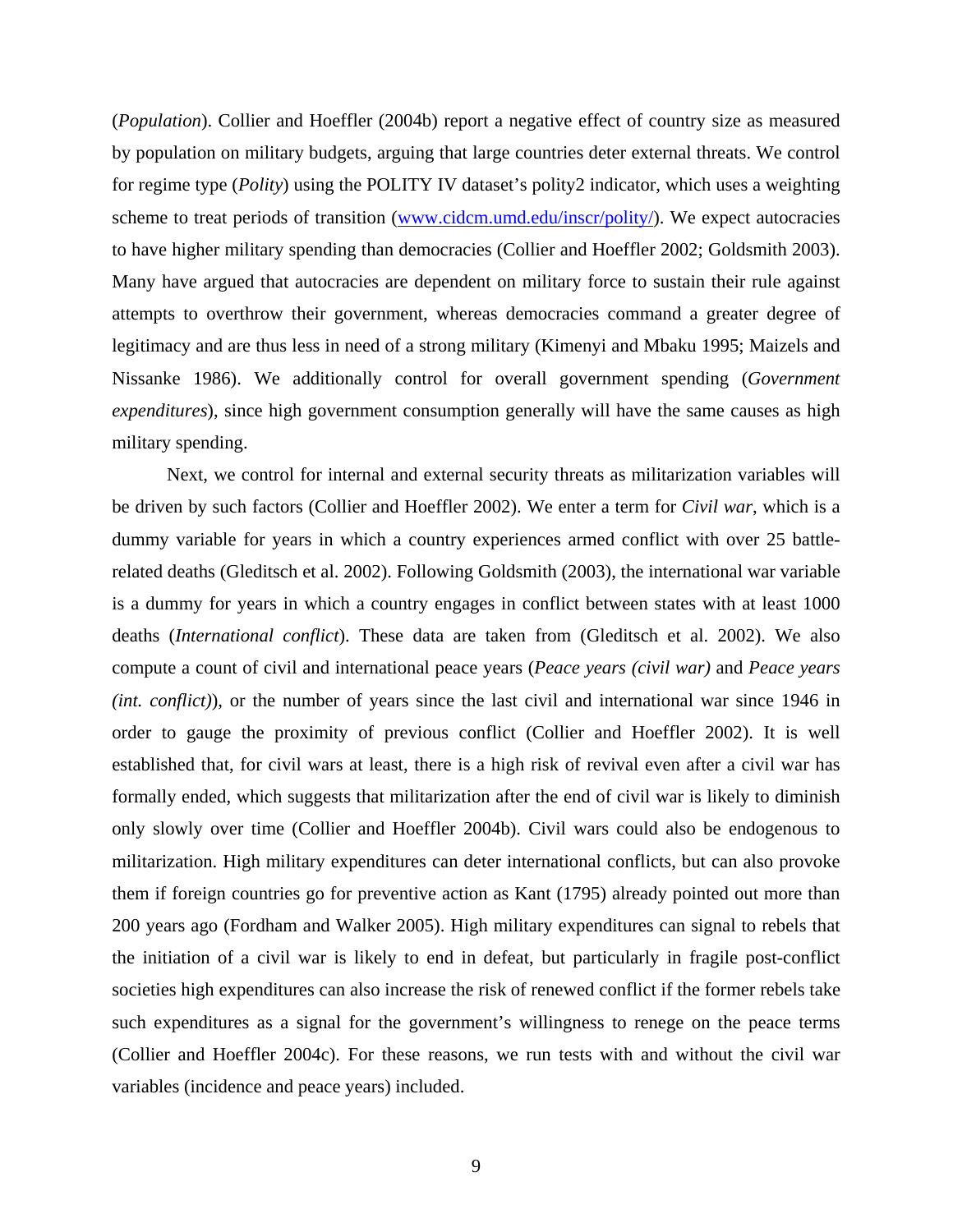(*Population*). Collier and Hoeffler (2004b) report a negative effect of country size as measured by population on military budgets, arguing that large countries deter external threats. We control for regime type (*Polity*) using the POLITY IV dataset's polity2 indicator, which uses a weighting scheme to treat periods of transition (www.cidcm.umd.edu/inscr/polity/). We expect autocracies to have higher military spending than democracies (Collier and Hoeffler 2002; Goldsmith 2003). Many have argued that autocracies are dependent on military force to sustain their rule against attempts to overthrow their government, whereas democracies command a greater degree of legitimacy and are thus less in need of a strong military (Kimenyi and Mbaku 1995; Maizels and Nissanke 1986). We additionally control for overall government spending (*Government expenditures*), since high government consumption generally will have the same causes as high military spending.

Next, we control for internal and external security threats as militarization variables will be driven by such factors (Collier and Hoeffler 2002). We enter a term for *Civil war*, which is a dummy variable for years in which a country experiences armed conflict with over 25 battle-related deaths (Gleditsch et al. 2002). Following Goldsmith (2003), the international war variable is a dummy for years in which a country engages in conflict between states with at least 1000 deaths (*International conflict*). These data are taken from (Gleditsch et al. 2002). We also compute a count of civil and international peace years (*Peace years (civil war)* and *Peace years (int. conflict)*), or the number of years since the last civil and international war since 1946 in order to gauge the proximity of previous conflict (Collier and Hoeffler 2002). It is well established that, for civil wars at least, there is a high risk of revival even after a civil war has formally ended, which suggests that militarization after the end of civil war is likely to diminish only slowly over time (Collier and Hoeffler 2004b). Civil wars could also be endogenous to militarization. High military expenditures can deter international conflicts, but can also provoke them if foreign countries go for preventive action as Kant (1795) already pointed out more than 200 years ago (Fordham and Walker 2005). High military expenditures can signal to rebels that the initiation of a civil war is likely to end in defeat, but particularly in fragile post-conflict societies high expenditures can also increase the risk of renewed conflict if the former rebels take such expenditures as a signal for the government's willingness to renege on the peace terms (Collier and Hoeffler 2004c). For these reasons, we run tests with and without the civil war variables (incidence and peace years) included.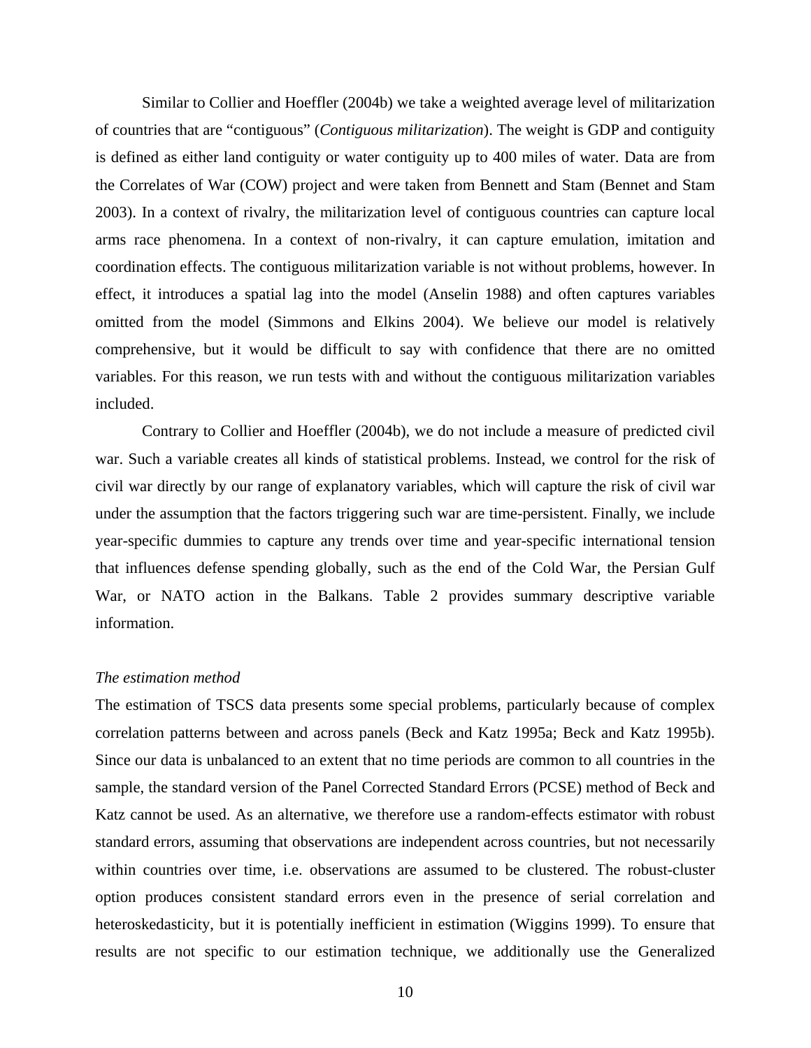Similar to Collier and Hoeffler (2004b) we take a weighted average level of militarization of countries that are "contiguous" (*Contiguous militarization*). The weight is GDP and contiguity is defined as either land contiguity or water contiguity up to 400 miles of water. Data are from the Correlates of War (COW) project and were taken from Bennett and Stam (Bennet and Stam 2003). In a context of rivalry, the militarization level of contiguous countries can capture local arms race phenomena. In a context of non-rivalry, it can capture emulation, imitation and coordination effects. The contiguous militarization variable is not without problems, however. In effect, it introduces a spatial lag into the model (Anselin 1988) and often captures variables omitted from the model (Simmons and Elkins 2004). We believe our model is relatively comprehensive, but it would be difficult to say with confidence that there are no omitted variables. For this reason, we run tests with and without the contiguous militarization variables included.

Contrary to Collier and Hoeffler (2004b), we do not include a measure of predicted civil war. Such a variable creates all kinds of statistical problems. Instead, we control for the risk of civil war directly by our range of explanatory variables, which will capture the risk of civil war under the assumption that the factors triggering such war are time-persistent. Finally, we include year-specific dummies to capture any trends over time and year-specific international tension that influences defense spending globally, such as the end of the Cold War, the Persian Gulf War, or NATO action in the Balkans. Table 2 provides summary descriptive variable information.

*The estimation method*

The estimation of TSCS data presents some special problems, particularly because of complex correlation patterns between and across panels (Beck and Katz 1995a; Beck and Katz 1995b). Since our data is unbalanced to an extent that no time periods are common to all countries in the sample, the standard version of the Panel Corrected Standard Errors (PCSE) method of Beck and Katz cannot be used. As an alternative, we therefore use a random-effects estimator with robust standard errors, assuming that observations are independent across countries, but not necessarily within countries over time, i.e. observations are assumed to be clustered. The robust-cluster option produces consistent standard errors even in the presence of serial correlation and heteroskedasticity, but it is potentially inefficient in estimation (Wiggins 1999). To ensure that results are not specific to our estimation technique, we additionally use the Generalized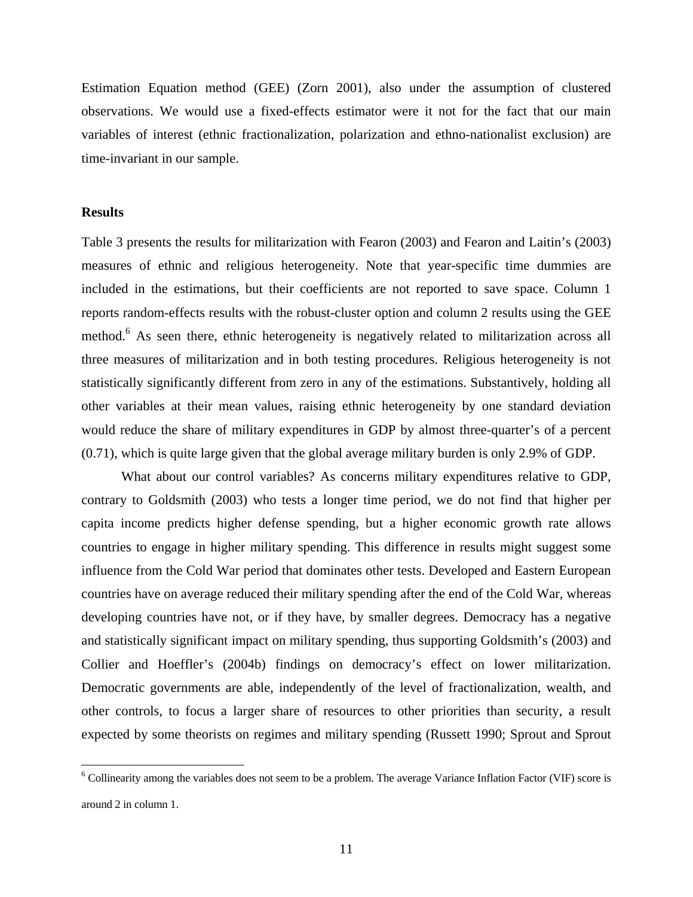Estimation Equation method (GEE) (Zorn 2001), also under the assumption of clustered observations. We would use a fixed-effects estimator were it not for the fact that our main variables of interest (ethnic fractionalization, polarization and ethno-nationalist exclusion) are time-invariant in our sample.

### Results

Table 3 presents the results for militarization with Fearon (2003) and Fearon and Laitin's (2003) measures of ethnic and religious heterogeneity. Note that year-specific time dummies are included in the estimations, but their coefficients are not reported to save space. Column 1 reports random-effects results with the robust-cluster option and column 2 results using the GEE method.[6] As seen there, ethnic heterogeneity is negatively related to militarization across all three measures of militarization and in both testing procedures. Religious heterogeneity is not statistically significantly different from zero in any of the estimations. Substantively, holding all other variables at their mean values, raising ethnic heterogeneity by one standard deviation would reduce the share of military expenditures in GDP by almost three-quarter's of a percent (0.71), which is quite large given that the global average military burden is only 2.9% of GDP.

What about our control variables? As concerns military expenditures relative to GDP, contrary to Goldsmith (2003) who tests a longer time period, we do not find that higher per capita income predicts higher defense spending, but a higher economic growth rate allows countries to engage in higher military spending. This difference in results might suggest some influence from the Cold War period that dominates other tests. Developed and Eastern European countries have on average reduced their military spending after the end of the Cold War, whereas developing countries have not, or if they have, by smaller degrees. Democracy has a negative and statistically significant impact on military spending, thus supporting Goldsmith's (2003) and Collier and Hoeffler's (2004b) findings on democracy's effect on lower militarization. Democratic governments are able, independently of the level of fractionalization, wealth, and other controls, to focus a larger share of resources to other priorities than security, a result expected by some theorists on regimes and military spending (Russett 1990; Sprout and Sprout

[6] Collinearity among the variables does not seem to be a problem. The average Variance Inflation Factor (VIF) score is around 2 in column 1.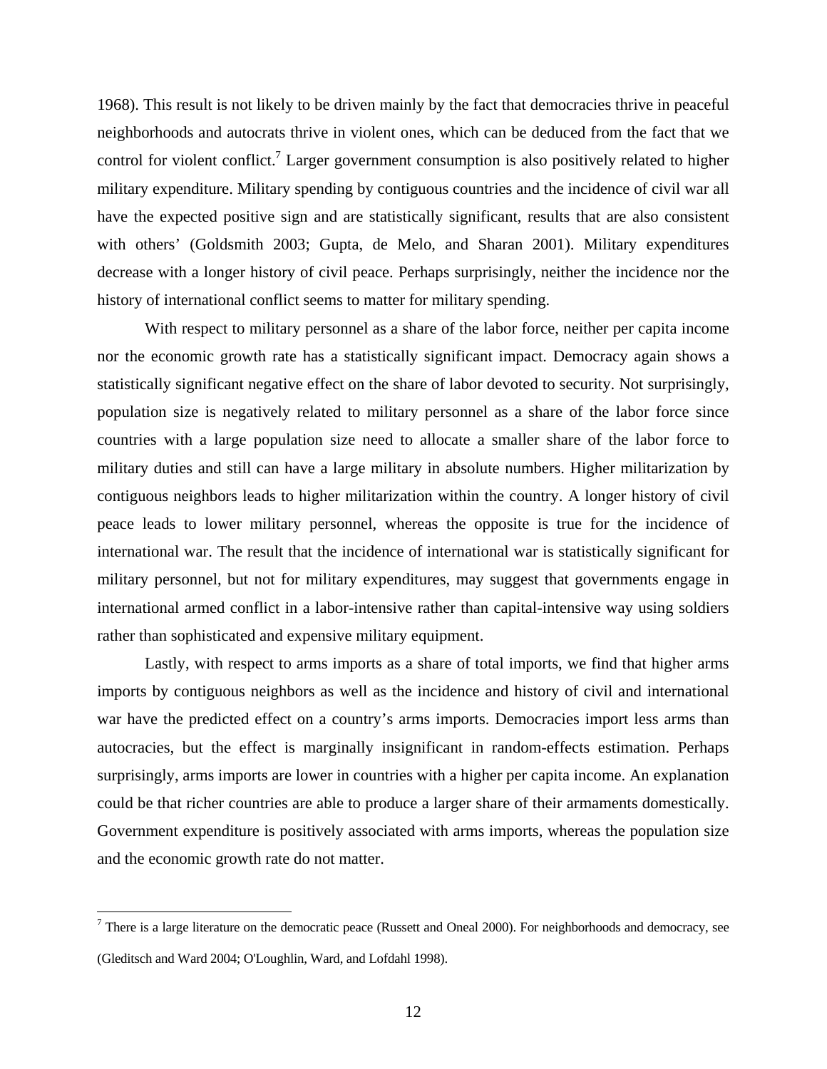1968). This result is not likely to be driven mainly by the fact that democracies thrive in peaceful neighborhoods and autocrats thrive in violent ones, which can be deduced from the fact that we control for violent conflict.[7] Larger government consumption is also positively related to higher military expenditure. Military spending by contiguous countries and the incidence of civil war all have the expected positive sign and are statistically significant, results that are also consistent with others' (Goldsmith 2003; Gupta, de Melo, and Sharan 2001). Military expenditures decrease with a longer history of civil peace. Perhaps surprisingly, neither the incidence nor the history of international conflict seems to matter for military spending.

With respect to military personnel as a share of the labor force, neither per capita income nor the economic growth rate has a statistically significant impact. Democracy again shows a statistically significant negative effect on the share of labor devoted to security. Not surprisingly, population size is negatively related to military personnel as a share of the labor force since countries with a large population size need to allocate a smaller share of the labor force to military duties and still can have a large military in absolute numbers. Higher militarization by contiguous neighbors leads to higher militarization within the country. A longer history of civil peace leads to lower military personnel, whereas the opposite is true for the incidence of international war. The result that the incidence of international war is statistically significant for military personnel, but not for military expenditures, may suggest that governments engage in international armed conflict in a labor-intensive rather than capital-intensive way using soldiers rather than sophisticated and expensive military equipment.

Lastly, with respect to arms imports as a share of total imports, we find that higher arms imports by contiguous neighbors as well as the incidence and history of civil and international war have the predicted effect on a country's arms imports. Democracies import less arms than autocracies, but the effect is marginally insignificant in random-effects estimation. Perhaps surprisingly, arms imports are lower in countries with a higher per capita income. An explanation could be that richer countries are able to produce a larger share of their armaments domestically. Government expenditure is positively associated with arms imports, whereas the population size and the economic growth rate do not matter.

---

[7] There is a large literature on the democratic peace (Russett and Oneal 2000). For neighborhoods and democracy, see (Gleditsch and Ward 2004; O'Loughlin, Ward, and Lofdahl 1998).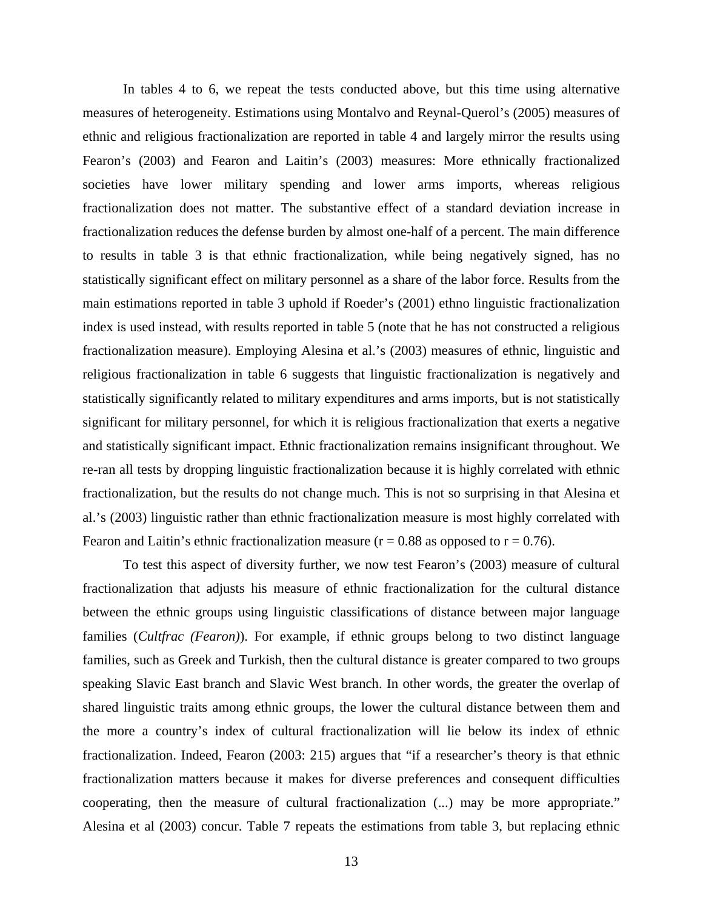In tables 4 to 6, we repeat the tests conducted above, but this time using alternative measures of heterogeneity. Estimations using Montalvo and Reynal-Querol's (2005) measures of ethnic and religious fractionalization are reported in table 4 and largely mirror the results using Fearon's (2003) and Fearon and Laitin's (2003) measures: More ethnically fractionalized societies have lower military spending and lower arms imports, whereas religious fractionalization does not matter. The substantive effect of a standard deviation increase in fractionalization reduces the defense burden by almost one-half of a percent. The main difference to results in table 3 is that ethnic fractionalization, while being negatively signed, has no statistically significant effect on military personnel as a share of the labor force. Results from the main estimations reported in table 3 uphold if Roeder's (2001) ethno linguistic fractionalization index is used instead, with results reported in table 5 (note that he has not constructed a religious fractionalization measure). Employing Alesina et al.'s (2003) measures of ethnic, linguistic and religious fractionalization in table 6 suggests that linguistic fractionalization is negatively and statistically significantly related to military expenditures and arms imports, but is not statistically significant for military personnel, for which it is religious fractionalization that exerts a negative and statistically significant impact. Ethnic fractionalization remains insignificant throughout. We re-ran all tests by dropping linguistic fractionalization because it is highly correlated with ethnic fractionalization, but the results do not change much. This is not so surprising in that Alesina et al.'s (2003) linguistic rather than ethnic fractionalization measure is most highly correlated with Fearon and Laitin's ethnic fractionalization measure (r = 0.88 as opposed to r = 0.76).

To test this aspect of diversity further, we now test Fearon's (2003) measure of cultural fractionalization that adjusts his measure of ethnic fractionalization for the cultural distance between the ethnic groups using linguistic classifications of distance between major language families (*Cultfrac (Fearon)*). For example, if ethnic groups belong to two distinct language families, such as Greek and Turkish, then the cultural distance is greater compared to two groups speaking Slavic East branch and Slavic West branch. In other words, the greater the overlap of shared linguistic traits among ethnic groups, the lower the cultural distance between them and the more a country's index of cultural fractionalization will lie below its index of ethnic fractionalization. Indeed, Fearon (2003: 215) argues that "if a researcher's theory is that ethnic fractionalization matters because it makes for diverse preferences and consequent difficulties cooperating, then the measure of cultural fractionalization (...) may be more appropriate." Alesina et al (2003) concur. Table 7 repeats the estimations from table 3, but replacing ethnic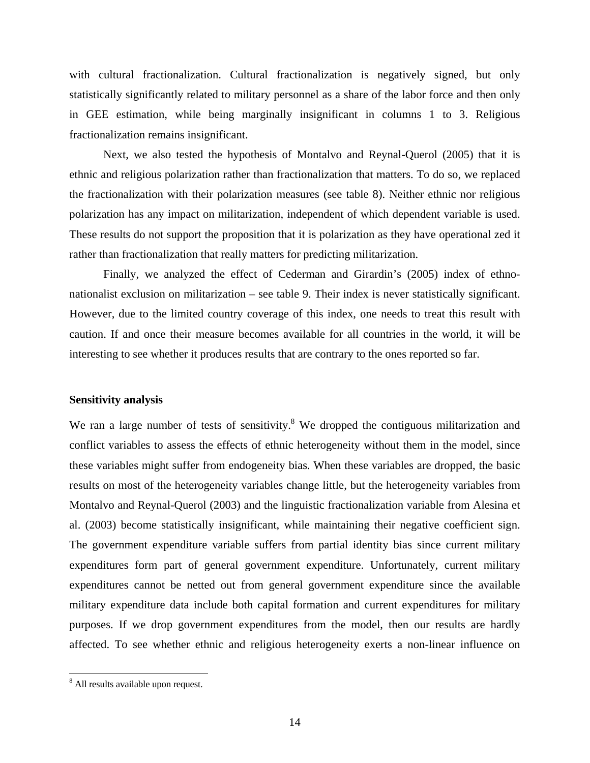with cultural fractionalization. Cultural fractionalization is negatively signed, but only statistically significantly related to military personnel as a share of the labor force and then only in GEE estimation, while being marginally insignificant in columns 1 to 3. Religious fractionalization remains insignificant.

Next, we also tested the hypothesis of Montalvo and Reynal-Querol (2005) that it is ethnic and religious polarization rather than fractionalization that matters. To do so, we replaced the fractionalization with their polarization measures (see table 8). Neither ethnic nor religious polarization has any impact on militarization, independent of which dependent variable is used. These results do not support the proposition that it is polarization as they have operational zed it rather than fractionalization that really matters for predicting militarization.

Finally, we analyzed the effect of Cederman and Girardin's (2005) index of ethno-nationalist exclusion on militarization – see table 9. Their index is never statistically significant. However, due to the limited country coverage of this index, one needs to treat this result with caution. If and once their measure becomes available for all countries in the world, it will be interesting to see whether it produces results that are contrary to the ones reported so far.

**Sensitivity analysis**

We ran a large number of tests of sensitivity.[8] We dropped the contiguous militarization and conflict variables to assess the effects of ethnic heterogeneity without them in the model, since these variables might suffer from endogeneity bias. When these variables are dropped, the basic results on most of the heterogeneity variables change little, but the heterogeneity variables from Montalvo and Reynal-Querol (2003) and the linguistic fractionalization variable from Alesina et al. (2003) become statistically insignificant, while maintaining their negative coefficient sign. The government expenditure variable suffers from partial identity bias since current military expenditures form part of general government expenditure. Unfortunately, current military expenditures cannot be netted out from general government expenditure since the available military expenditure data include both capital formation and current expenditures for military purposes. If we drop government expenditures from the model, then our results are hardly affected. To see whether ethnic and religious heterogeneity exerts a non-linear influence on

[8] All results available upon request.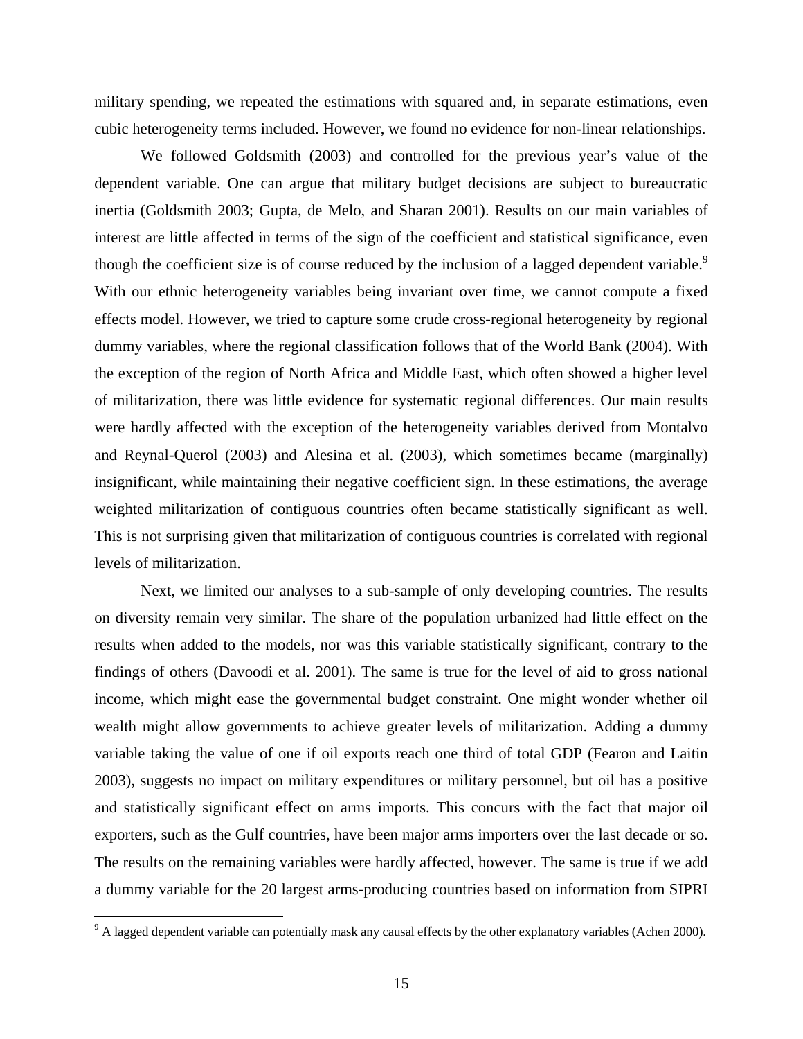military spending, we repeated the estimations with squared and, in separate estimations, even cubic heterogeneity terms included. However, we found no evidence for non-linear relationships.

We followed Goldsmith (2003) and controlled for the previous year's value of the dependent variable. One can argue that military budget decisions are subject to bureaucratic inertia (Goldsmith 2003; Gupta, de Melo, and Sharan 2001). Results on our main variables of interest are little affected in terms of the sign of the coefficient and statistical significance, even though the coefficient size is of course reduced by the inclusion of a lagged dependent variable.[9] With our ethnic heterogeneity variables being invariant over time, we cannot compute a fixed effects model. However, we tried to capture some crude cross-regional heterogeneity by regional dummy variables, where the regional classification follows that of the World Bank (2004). With the exception of the region of North Africa and Middle East, which often showed a higher level of militarization, there was little evidence for systematic regional differences. Our main results were hardly affected with the exception of the heterogeneity variables derived from Montalvo and Reynal-Querol (2003) and Alesina et al. (2003), which sometimes became (marginally) insignificant, while maintaining their negative coefficient sign. In these estimations, the average weighted militarization of contiguous countries often became statistically significant as well. This is not surprising given that militarization of contiguous countries is correlated with regional levels of militarization.

Next, we limited our analyses to a sub-sample of only developing countries. The results on diversity remain very similar. The share of the population urbanized had little effect on the results when added to the models, nor was this variable statistically significant, contrary to the findings of others (Davoodi et al. 2001). The same is true for the level of aid to gross national income, which might ease the governmental budget constraint. One might wonder whether oil wealth might allow governments to achieve greater levels of militarization. Adding a dummy variable taking the value of one if oil exports reach one third of total GDP (Fearon and Laitin 2003), suggests no impact on military expenditures or military personnel, but oil has a positive and statistically significant effect on arms imports. This concurs with the fact that major oil exporters, such as the Gulf countries, have been major arms importers over the last decade or so. The results on the remaining variables were hardly affected, however. The same is true if we add a dummy variable for the 20 largest arms-producing countries based on information from SIPRI

[9] A lagged dependent variable can potentially mask any causal effects by the other explanatory variables (Achen 2000).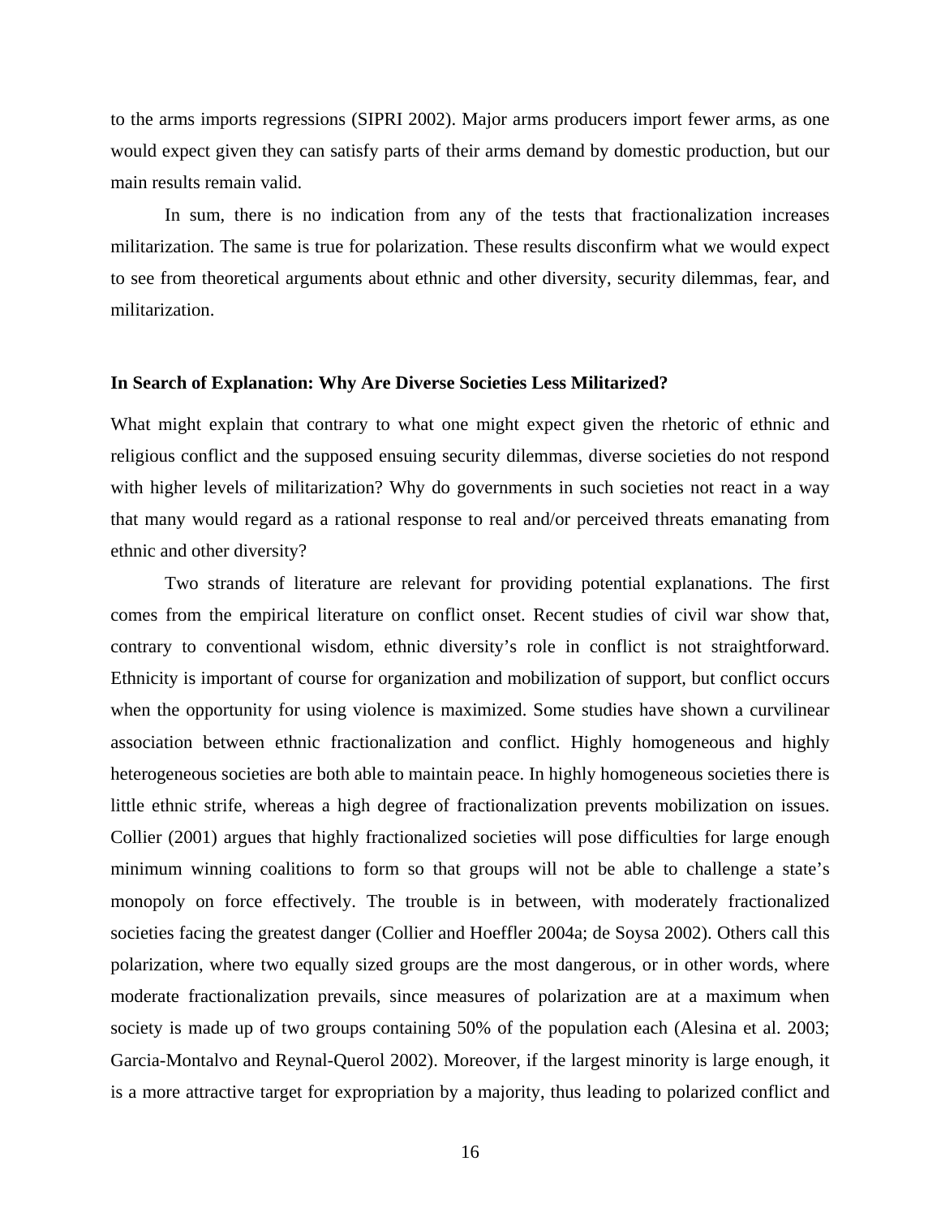to the arms imports regressions (SIPRI 2002). Major arms producers import fewer arms, as one would expect given they can satisfy parts of their arms demand by domestic production, but our main results remain valid.

In sum, there is no indication from any of the tests that fractionalization increases militarization. The same is true for polarization. These results disconfirm what we would expect to see from theoretical arguments about ethnic and other diversity, security dilemmas, fear, and militarization.

**In Search of Explanation: Why Are Diverse Societies Less Militarized?**

What might explain that contrary to what one might expect given the rhetoric of ethnic and religious conflict and the supposed ensuing security dilemmas, diverse societies do not respond with higher levels of militarization? Why do governments in such societies not react in a way that many would regard as a rational response to real and/or perceived threats emanating from ethnic and other diversity?

Two strands of literature are relevant for providing potential explanations. The first comes from the empirical literature on conflict onset. Recent studies of civil war show that, contrary to conventional wisdom, ethnic diversity's role in conflict is not straightforward. Ethnicity is important of course for organization and mobilization of support, but conflict occurs when the opportunity for using violence is maximized. Some studies have shown a curvilinear association between ethnic fractionalization and conflict. Highly homogeneous and highly heterogeneous societies are both able to maintain peace. In highly homogeneous societies there is little ethnic strife, whereas a high degree of fractionalization prevents mobilization on issues. Collier (2001) argues that highly fractionalized societies will pose difficulties for large enough minimum winning coalitions to form so that groups will not be able to challenge a state's monopoly on force effectively. The trouble is in between, with moderately fractionalized societies facing the greatest danger (Collier and Hoeffler 2004a; de Soysa 2002). Others call this polarization, where two equally sized groups are the most dangerous, or in other words, where moderate fractionalization prevails, since measures of polarization are at a maximum when society is made up of two groups containing 50% of the population each (Alesina et al. 2003; Garcia-Montalvo and Reynal-Querol 2002). Moreover, if the largest minority is large enough, it is a more attractive target for expropriation by a majority, thus leading to polarized conflict and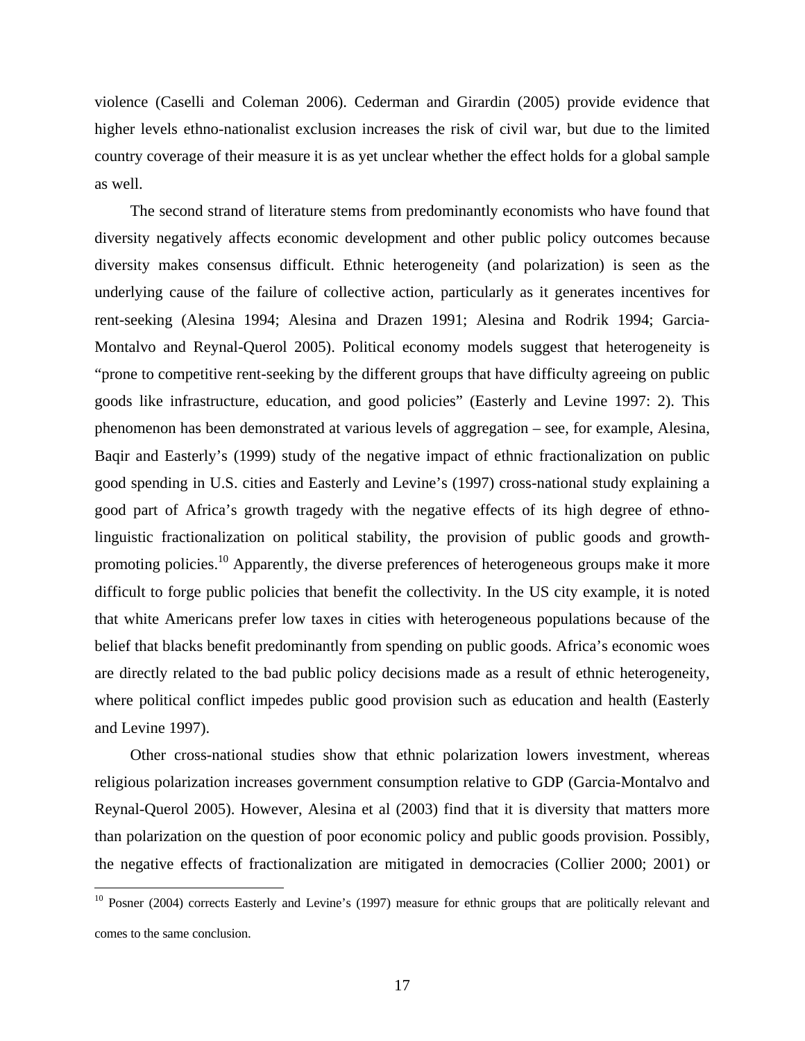violence (Caselli and Coleman 2006). Cederman and Girardin (2005) provide evidence that higher levels ethno-nationalist exclusion increases the risk of civil war, but due to the limited country coverage of their measure it is as yet unclear whether the effect holds for a global sample as well.

The second strand of literature stems from predominantly economists who have found that diversity negatively affects economic development and other public policy outcomes because diversity makes consensus difficult. Ethnic heterogeneity (and polarization) is seen as the underlying cause of the failure of collective action, particularly as it generates incentives for rent-seeking (Alesina 1994; Alesina and Drazen 1991; Alesina and Rodrik 1994; Garcia-Montalvo and Reynal-Querol 2005). Political economy models suggest that heterogeneity is "prone to competitive rent-seeking by the different groups that have difficulty agreeing on public goods like infrastructure, education, and good policies" (Easterly and Levine 1997: 2). This phenomenon has been demonstrated at various levels of aggregation – see, for example, Alesina, Baqir and Easterly's (1999) study of the negative impact of ethnic fractionalization on public good spending in U.S. cities and Easterly and Levine's (1997) cross-national study explaining a good part of Africa's growth tragedy with the negative effects of its high degree of ethno-linguistic fractionalization on political stability, the provision of public goods and growth-promoting policies.[10] Apparently, the diverse preferences of heterogeneous groups make it more difficult to forge public policies that benefit the collectivity. In the US city example, it is noted that white Americans prefer low taxes in cities with heterogeneous populations because of the belief that blacks benefit predominantly from spending on public goods. Africa's economic woes are directly related to the bad public policy decisions made as a result of ethnic heterogeneity, where political conflict impedes public good provision such as education and health (Easterly and Levine 1997).

Other cross-national studies show that ethnic polarization lowers investment, whereas religious polarization increases government consumption relative to GDP (Garcia-Montalvo and Reynal-Querol 2005). However, Alesina et al (2003) find that it is diversity that matters more than polarization on the question of poor economic policy and public goods provision. Possibly, the negative effects of fractionalization are mitigated in democracies (Collier 2000; 2001) or

[10] Posner (2004) corrects Easterly and Levine's (1997) measure for ethnic groups that are politically relevant and comes to the same conclusion.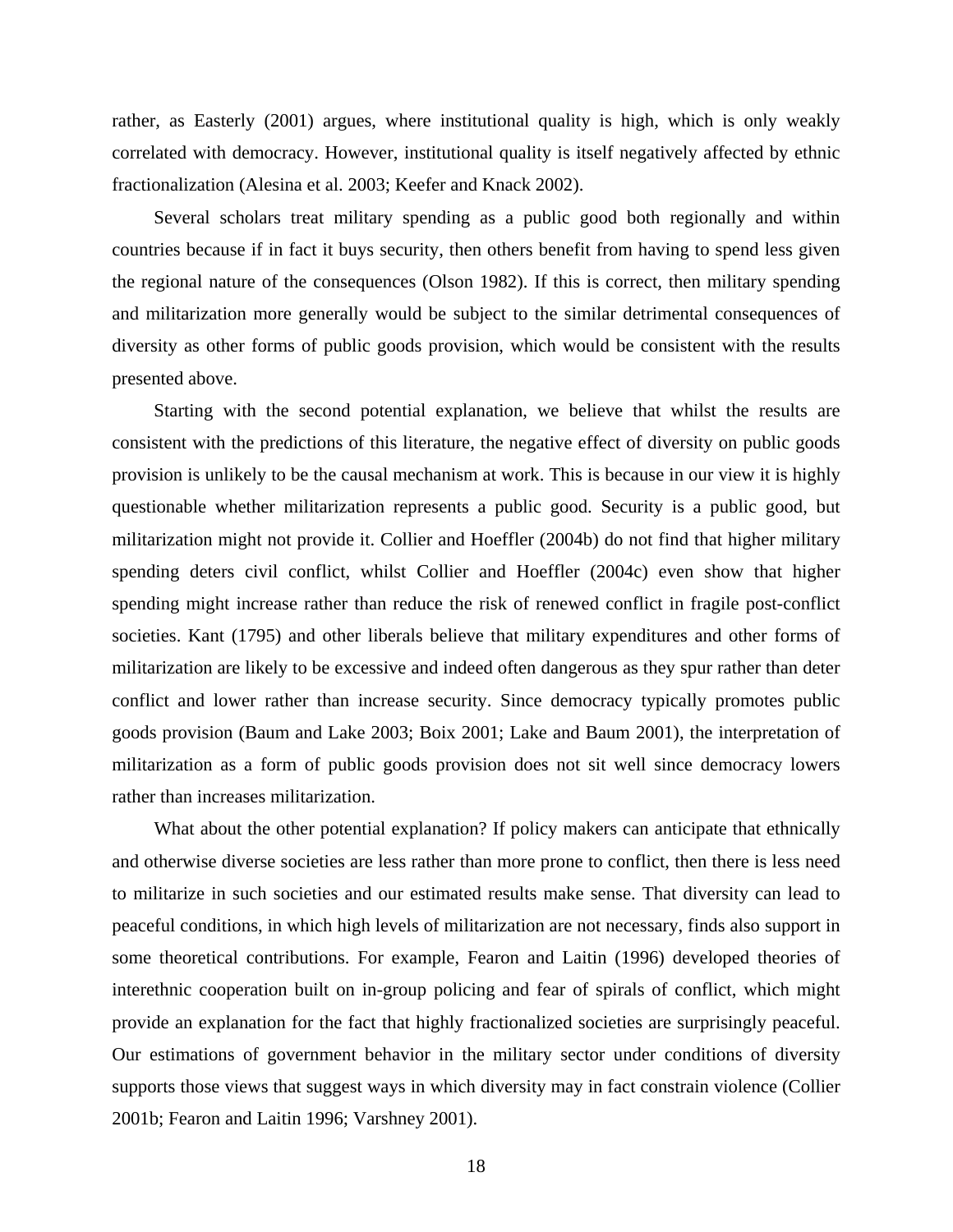rather, as Easterly (2001) argues, where institutional quality is high, which is only weakly correlated with democracy. However, institutional quality is itself negatively affected by ethnic fractionalization (Alesina et al. 2003; Keefer and Knack 2002).

Several scholars treat military spending as a public good both regionally and within countries because if in fact it buys security, then others benefit from having to spend less given the regional nature of the consequences (Olson 1982). If this is correct, then military spending and militarization more generally would be subject to the similar detrimental consequences of diversity as other forms of public goods provision, which would be consistent with the results presented above.

Starting with the second potential explanation, we believe that whilst the results are consistent with the predictions of this literature, the negative effect of diversity on public goods provision is unlikely to be the causal mechanism at work. This is because in our view it is highly questionable whether militarization represents a public good. Security is a public good, but militarization might not provide it. Collier and Hoeffler (2004b) do not find that higher military spending deters civil conflict, whilst Collier and Hoeffler (2004c) even show that higher spending might increase rather than reduce the risk of renewed conflict in fragile post-conflict societies. Kant (1795) and other liberals believe that military expenditures and other forms of militarization are likely to be excessive and indeed often dangerous as they spur rather than deter conflict and lower rather than increase security. Since democracy typically promotes public goods provision (Baum and Lake 2003; Boix 2001; Lake and Baum 2001), the interpretation of militarization as a form of public goods provision does not sit well since democracy lowers rather than increases militarization.

What about the other potential explanation? If policy makers can anticipate that ethnically and otherwise diverse societies are less rather than more prone to conflict, then there is less need to militarize in such societies and our estimated results make sense. That diversity can lead to peaceful conditions, in which high levels of militarization are not necessary, finds also support in some theoretical contributions. For example, Fearon and Laitin (1996) developed theories of interethnic cooperation built on in-group policing and fear of spirals of conflict, which might provide an explanation for the fact that highly fractionalized societies are surprisingly peaceful. Our estimations of government behavior in the military sector under conditions of diversity supports those views that suggest ways in which diversity may in fact constrain violence (Collier 2001b; Fearon and Laitin 1996; Varshney 2001).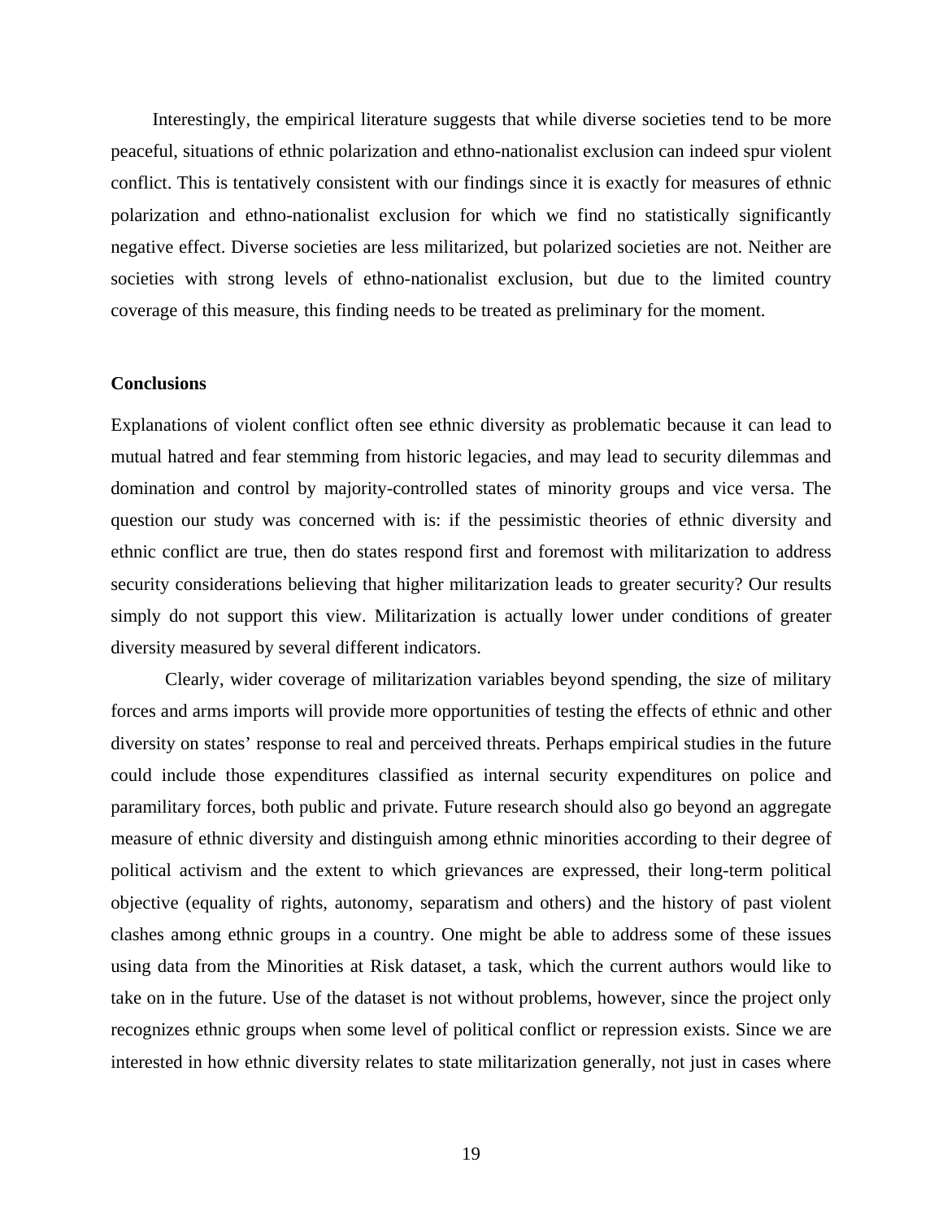Interestingly, the empirical literature suggests that while diverse societies tend to be more peaceful, situations of ethnic polarization and ethno-nationalist exclusion can indeed spur violent conflict. This is tentatively consistent with our findings since it is exactly for measures of ethnic polarization and ethno-nationalist exclusion for which we find no statistically significantly negative effect. Diverse societies are less militarized, but polarized societies are not. Neither are societies with strong levels of ethno-nationalist exclusion, but due to the limited country coverage of this measure, this finding needs to be treated as preliminary for the moment.

**Conclusions**

Explanations of violent conflict often see ethnic diversity as problematic because it can lead to mutual hatred and fear stemming from historic legacies, and may lead to security dilemmas and domination and control by majority-controlled states of minority groups and vice versa. The question our study was concerned with is: if the pessimistic theories of ethnic diversity and ethnic conflict are true, then do states respond first and foremost with militarization to address security considerations believing that higher militarization leads to greater security? Our results simply do not support this view. Militarization is actually lower under conditions of greater diversity measured by several different indicators.

Clearly, wider coverage of militarization variables beyond spending, the size of military forces and arms imports will provide more opportunities of testing the effects of ethnic and other diversity on states' response to real and perceived threats. Perhaps empirical studies in the future could include those expenditures classified as internal security expenditures on police and paramilitary forces, both public and private. Future research should also go beyond an aggregate measure of ethnic diversity and distinguish among ethnic minorities according to their degree of political activism and the extent to which grievances are expressed, their long-term political objective (equality of rights, autonomy, separatism and others) and the history of past violent clashes among ethnic groups in a country. One might be able to address some of these issues using data from the Minorities at Risk dataset, a task, which the current authors would like to take on in the future. Use of the dataset is not without problems, however, since the project only recognizes ethnic groups when some level of political conflict or repression exists. Since we are interested in how ethnic diversity relates to state militarization generally, not just in cases where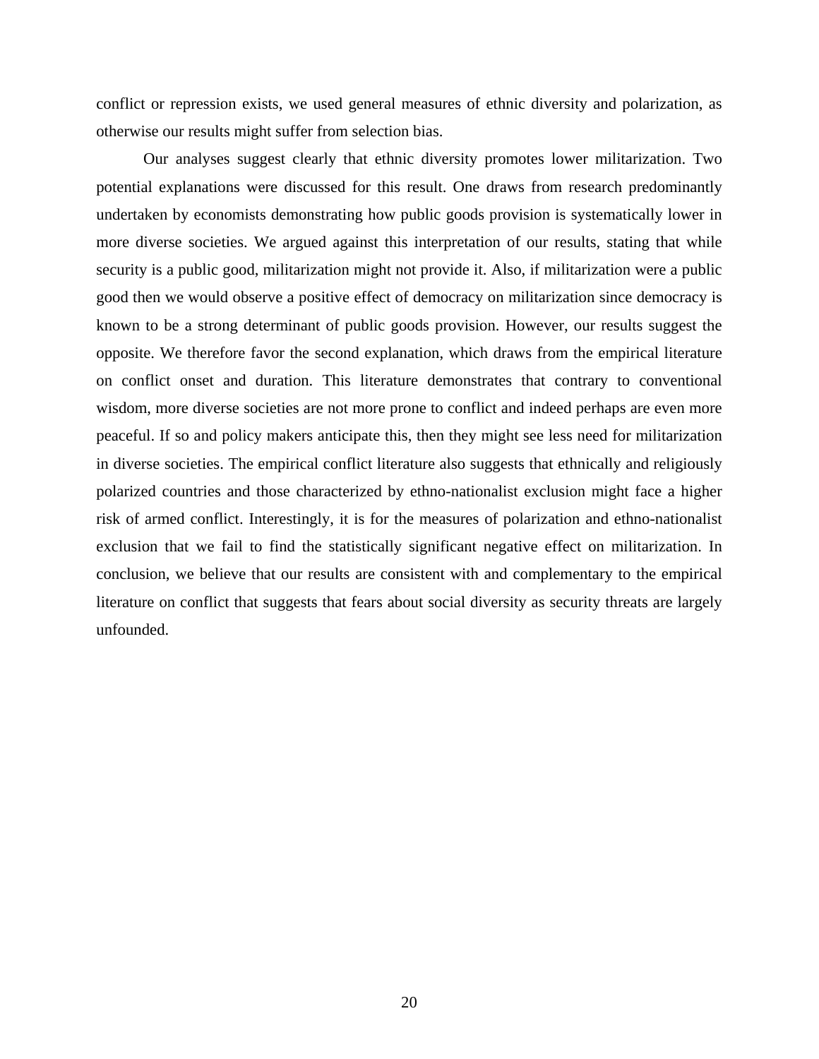conflict or repression exists, we used general measures of ethnic diversity and polarization, as otherwise our results might suffer from selection bias.

Our analyses suggest clearly that ethnic diversity promotes lower militarization. Two potential explanations were discussed for this result. One draws from research predominantly undertaken by economists demonstrating how public goods provision is systematically lower in more diverse societies. We argued against this interpretation of our results, stating that while security is a public good, militarization might not provide it. Also, if militarization were a public good then we would observe a positive effect of democracy on militarization since democracy is known to be a strong determinant of public goods provision. However, our results suggest the opposite. We therefore favor the second explanation, which draws from the empirical literature on conflict onset and duration. This literature demonstrates that contrary to conventional wisdom, more diverse societies are not more prone to conflict and indeed perhaps are even more peaceful. If so and policy makers anticipate this, then they might see less need for militarization in diverse societies. The empirical conflict literature also suggests that ethnically and religiously polarized countries and those characterized by ethno-nationalist exclusion might face a higher risk of armed conflict. Interestingly, it is for the measures of polarization and ethno-nationalist exclusion that we fail to find the statistically significant negative effect on militarization. In conclusion, we believe that our results are consistent with and complementary to the empirical literature on conflict that suggests that fears about social diversity as security threats are largely unfounded.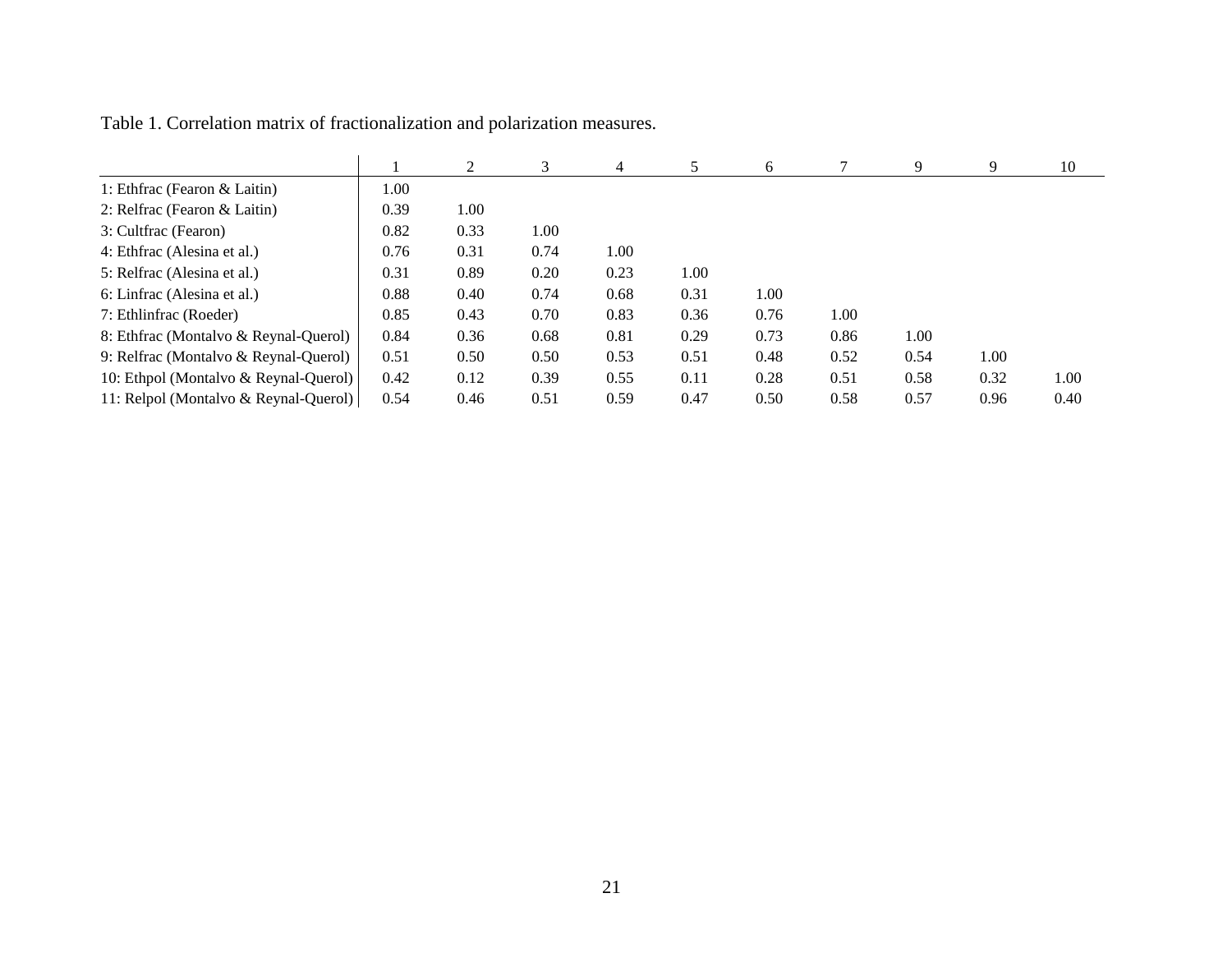Table 1. Correlation matrix of fractionalization and polarization measures.

| | 1 | 2 | 3 | 4 | 5 | 6 | 7 | 9 | 9 | 10 |
|---|---|---|---|---|---|---|---|---|---|---|
| 1: Ethfrac (Fearon & Laitin) | 1.00 | | | | | | | | | |
| 2: Relfrac (Fearon & Laitin) | 0.39 | 1.00 | | | | | | | | |
| 3: Cultfrac (Fearon) | 0.82 | 0.33 | 1.00 | | | | | | | |
| 4: Ethfrac (Alesina et al.) | 0.76 | 0.31 | 0.74 | 1.00 | | | | | | |
| 5: Relfrac (Alesina et al.) | 0.31 | 0.89 | 0.20 | 0.23 | 1.00 | | | | | |
| 6: Linfrac (Alesina et al.) | 0.88 | 0.40 | 0.74 | 0.68 | 0.31 | 1.00 | | | | |
| 7: Ethlinfrac (Roeder) | 0.85 | 0.43 | 0.70 | 0.83 | 0.36 | 0.76 | 1.00 | | | |
| 8: Ethfrac (Montalvo & Reynal-Querol) | 0.84 | 0.36 | 0.68 | 0.81 | 0.29 | 0.73 | 0.86 | 1.00 | | |
| 9: Relfrac (Montalvo & Reynal-Querol) | 0.51 | 0.50 | 0.50 | 0.53 | 0.51 | 0.48 | 0.52 | 0.54 | 1.00 | |
| 10: Ethpol (Montalvo & Reynal-Querol) | 0.42 | 0.12 | 0.39 | 0.55 | 0.11 | 0.28 | 0.51 | 0.58 | 0.32 | 1.00 |
| 11: Relpol (Montalvo & Reynal-Querol) | 0.54 | 0.46 | 0.51 | 0.59 | 0.47 | 0.50 | 0.58 | 0.57 | 0.96 | 0.40 |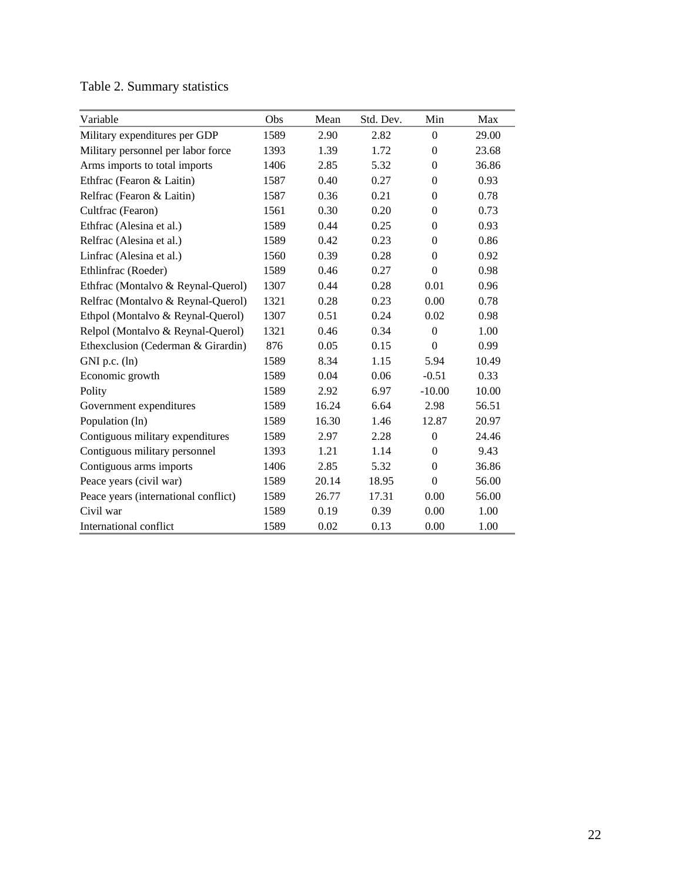Table 2. Summary statistics

| Variable | Obs | Mean | Std. Dev. | Min | Max |
|---|---|---|---|---|---|
| Military expenditures per GDP | 1589 | 2.90 | 2.82 | 0 | 29.00 |
| Military personnel per labor force | 1393 | 1.39 | 1.72 | 0 | 23.68 |
| Arms imports to total imports | 1406 | 2.85 | 5.32 | 0 | 36.86 |
| Ethfrac (Fearon & Laitin) | 1587 | 0.40 | 0.27 | 0 | 0.93 |
| Relfrac (Fearon & Laitin) | 1587 | 0.36 | 0.21 | 0 | 0.78 |
| Cultfrac (Fearon) | 1561 | 0.30 | 0.20 | 0 | 0.73 |
| Ethfrac (Alesina et al.) | 1589 | 0.44 | 0.25 | 0 | 0.93 |
| Relfrac (Alesina et al.) | 1589 | 0.42 | 0.23 | 0 | 0.86 |
| Linfrac (Alesina et al.) | 1560 | 0.39 | 0.28 | 0 | 0.92 |
| Ethlinfrac (Roeder) | 1589 | 0.46 | 0.27 | 0 | 0.98 |
| Ethfrac (Montalvo & Reynal-Querol) | 1307 | 0.44 | 0.28 | 0.01 | 0.96 |
| Relfrac (Montalvo & Reynal-Querol) | 1321 | 0.28 | 0.23 | 0.00 | 0.78 |
| Ethpol (Montalvo & Reynal-Querol) | 1307 | 0.51 | 0.24 | 0.02 | 0.98 |
| Relpol (Montalvo & Reynal-Querol) | 1321 | 0.46 | 0.34 | 0 | 1.00 |
| Ethexclusion (Cederman & Girardin) | 876 | 0.05 | 0.15 | 0 | 0.99 |
| GNI p.c. (ln) | 1589 | 8.34 | 1.15 | 5.94 | 10.49 |
| Economic growth | 1589 | 0.04 | 0.06 | -0.51 | 0.33 |
| Polity | 1589 | 2.92 | 6.97 | -10.00 | 10.00 |
| Government expenditures | 1589 | 16.24 | 6.64 | 2.98 | 56.51 |
| Population (ln) | 1589 | 16.30 | 1.46 | 12.87 | 20.97 |
| Contiguous military expenditures | 1589 | 2.97 | 2.28 | 0 | 24.46 |
| Contiguous military personnel | 1393 | 1.21 | 1.14 | 0 | 9.43 |
| Contiguous arms imports | 1406 | 2.85 | 5.32 | 0 | 36.86 |
| Peace years (civil war) | 1589 | 20.14 | 18.95 | 0 | 56.00 |
| Peace years (international conflict) | 1589 | 26.77 | 17.31 | 0.00 | 56.00 |
| Civil war | 1589 | 0.19 | 0.39 | 0.00 | 1.00 |
| International conflict | 1589 | 0.02 | 0.13 | 0.00 | 1.00 |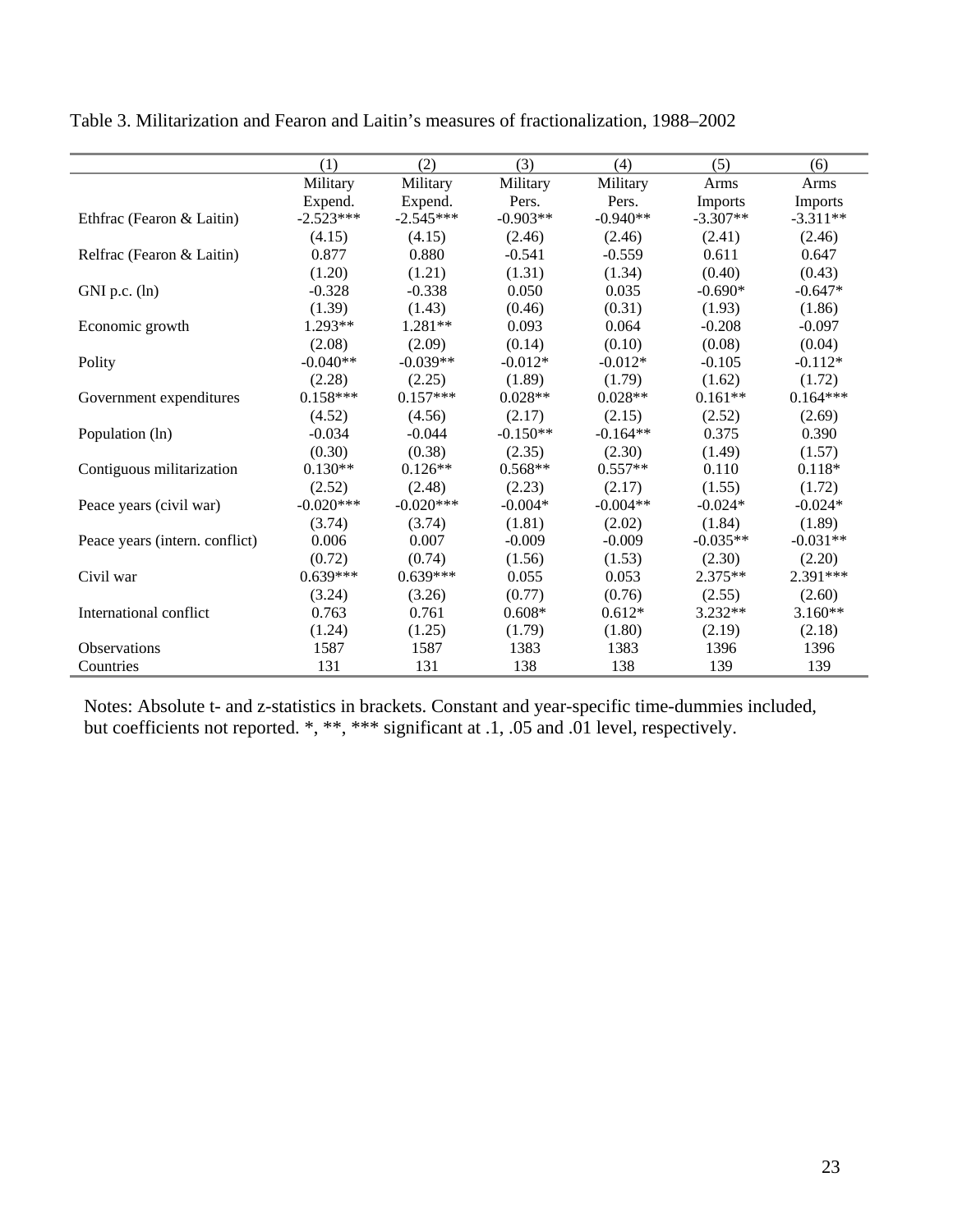Table 3. Militarization and Fearon and Laitin's measures of fractionalization, 1988–2002

| | (1) | (2) | (3) | (4) | (5) | (6) |
|---|---|---|---|---|---|---|
| | Military Expend. | Military Expend. | Military Pers. | Military Pers. | Arms Imports | Arms Imports |
| Ethfrac (Fearon & Laitin) | -2.523*** | -2.545*** | -0.903** | -0.940** | -3.307** | -3.311** |
| | (4.15) | (4.15) | (2.46) | (2.46) | (2.41) | (2.46) |
| Relfrac (Fearon & Laitin) | 0.877 | 0.880 | -0.541 | -0.559 | 0.611 | 0.647 |
| | (1.20) | (1.21) | (1.31) | (1.34) | (0.40) | (0.43) |
| GNI p.c. (ln) | -0.328 | -0.338 | 0.050 | 0.035 | -0.690* | -0.647* |
| | (1.39) | (1.43) | (0.46) | (0.31) | (1.93) | (1.86) |
| Economic growth | 1.293** | 1.281** | 0.093 | 0.064 | -0.208 | -0.097 |
| | (2.08) | (2.09) | (0.14) | (0.10) | (0.08) | (0.04) |
| Polity | -0.040** | -0.039** | -0.012* | -0.012* | -0.105 | -0.112* |
| | (2.28) | (2.25) | (1.89) | (1.79) | (1.62) | (1.72) |
| Government expenditures | 0.158*** | 0.157*** | 0.028** | 0.028** | 0.161** | 0.164*** |
| | (4.52) | (4.56) | (2.17) | (2.15) | (2.52) | (2.69) |
| Population (ln) | -0.034 | -0.044 | -0.150** | -0.164** | 0.375 | 0.390 |
| | (0.30) | (0.38) | (2.35) | (2.30) | (1.49) | (1.57) |
| Contiguous militarization | 0.130** | 0.126** | 0.568** | 0.557** | 0.110 | 0.118* |
| | (2.52) | (2.48) | (2.23) | (2.17) | (1.55) | (1.72) |
| Peace years (civil war) | -0.020*** | -0.020*** | -0.004* | -0.004** | -0.024* | -0.024* |
| | (3.74) | (3.74) | (1.81) | (2.02) | (1.84) | (1.89) |
| Peace years (intern. conflict) | 0.006 | 0.007 | -0.009 | -0.009 | -0.035** | -0.031** |
| | (0.72) | (0.74) | (1.56) | (1.53) | (2.30) | (2.20) |
| Civil war | 0.639*** | 0.639*** | 0.055 | 0.053 | 2.375** | 2.391*** |
| | (3.24) | (3.26) | (0.77) | (0.76) | (2.55) | (2.60) |
| International conflict | 0.763 | 0.761 | 0.608* | 0.612* | 3.232** | 3.160** |
| | (1.24) | (1.25) | (1.79) | (1.80) | (2.19) | (2.18) |
| Observations | 1587 | 1587 | 1383 | 1383 | 1396 | 1396 |
| Countries | 131 | 131 | 138 | 138 | 139 | 139 |

Notes: Absolute t- and z-statistics in brackets. Constant and year-specific time-dummies included, but coefficients not reported. *, **, *** significant at .1, .05 and .01 level, respectively.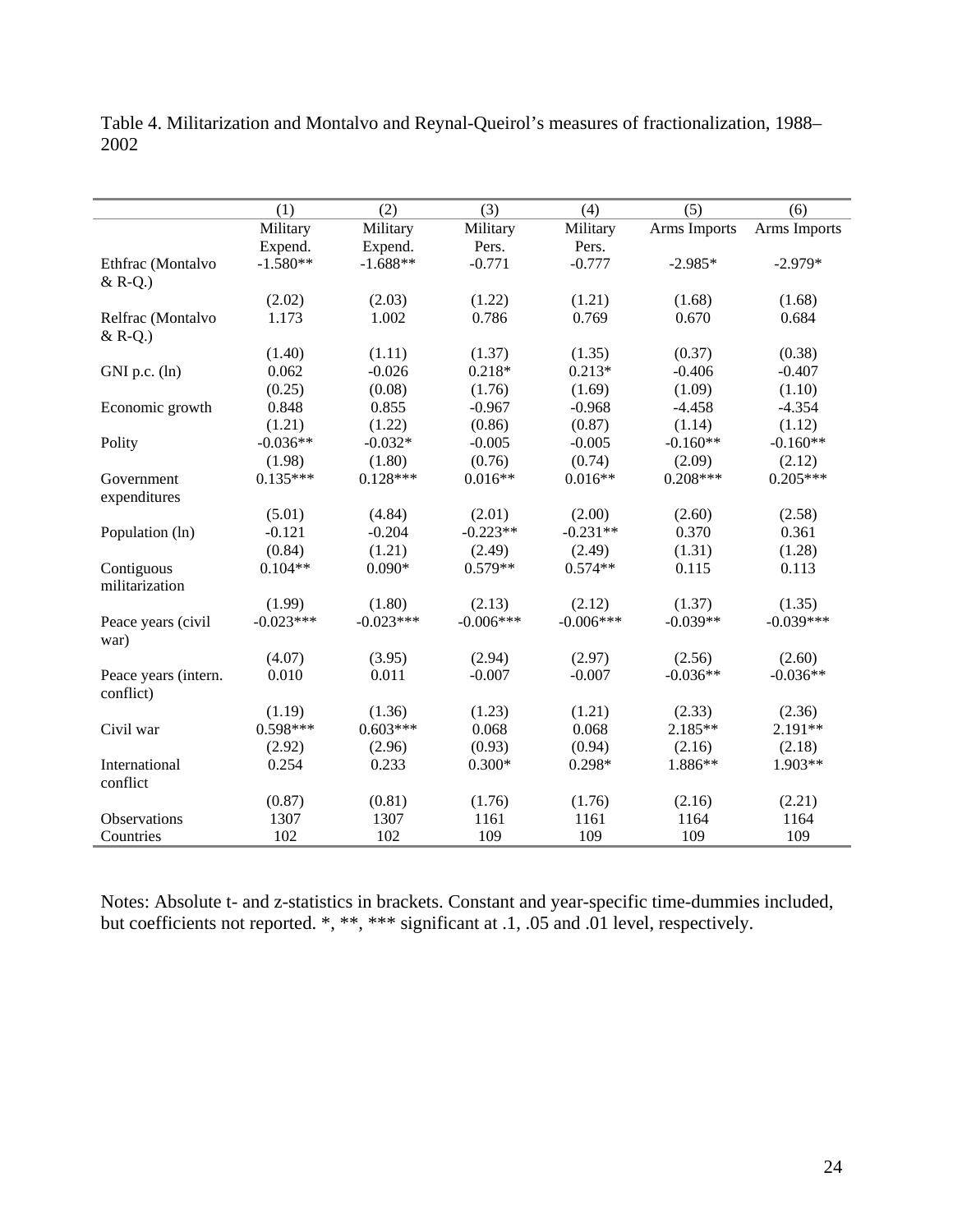Table 4. Militarization and Montalvo and Reynal-Queirol's measures of fractionalization, 1988–2002

| | (1) | (2) | (3) | (4) | (5) | (6) |
|---|---|---|---|---|---|---|
| | Military Expend. | Military Expend. | Military Pers. | Military Pers. | Arms Imports | Arms Imports |
| Ethfrac (Montalvo & R-Q.) | -1.580** | -1.688** | -0.771 | -0.777 | -2.985* | -2.979* |
| | (2.02) | (2.03) | (1.22) | (1.21) | (1.68) | (1.68) |
| Relfrac (Montalvo & R-Q.) | 1.173 | 1.002 | 0.786 | 0.769 | 0.670 | 0.684 |
| | (1.40) | (1.11) | (1.37) | (1.35) | (0.37) | (0.38) |
| GNI p.c. (ln) | 0.062 | -0.026 | 0.218* | 0.213* | -0.406 | -0.407 |
| | (0.25) | (0.08) | (1.76) | (1.69) | (1.09) | (1.10) |
| Economic growth | 0.848 | 0.855 | -0.967 | -0.968 | -4.458 | -4.354 |
| | (1.21) | (1.22) | (0.86) | (0.87) | (1.14) | (1.12) |
| Polity | -0.036** | -0.032* | -0.005 | -0.005 | -0.160** | -0.160** |
| | (1.98) | (1.80) | (0.76) | (0.74) | (2.09) | (2.12) |
| Government expenditures | 0.135*** | 0.128*** | 0.016** | 0.016** | 0.208*** | 0.205*** |
| | (5.01) | (4.84) | (2.01) | (2.00) | (2.60) | (2.58) |
| Population (ln) | -0.121 | -0.204 | -0.223** | -0.231** | 0.370 | 0.361 |
| | (0.84) | (1.21) | (2.49) | (2.49) | (1.31) | (1.28) |
| Contiguous militarization | 0.104** | 0.090* | 0.579** | 0.574** | 0.115 | 0.113 |
| | (1.99) | (1.80) | (2.13) | (2.12) | (1.37) | (1.35) |
| Peace years (civil war) | -0.023*** | -0.023*** | -0.006*** | -0.006*** | -0.039** | -0.039*** |
| | (4.07) | (3.95) | (2.94) | (2.97) | (2.56) | (2.60) |
| Peace years (intern. conflict) | 0.010 | 0.011 | -0.007 | -0.007 | -0.036** | -0.036** |
| | (1.19) | (1.36) | (1.23) | (1.21) | (2.33) | (2.36) |
| Civil war | 0.598*** | 0.603*** | 0.068 | 0.068 | 2.185** | 2.191** |
| | (2.92) | (2.96) | (0.93) | (0.94) | (2.16) | (2.18) |
| International conflict | 0.254 | 0.233 | 0.300* | 0.298* | 1.886** | 1.903** |
| | (0.87) | (0.81) | (1.76) | (1.76) | (2.16) | (2.21) |
| Observations | 1307 | 1307 | 1161 | 1161 | 1164 | 1164 |
| Countries | 102 | 102 | 109 | 109 | 109 | 109 |

Notes: Absolute t- and z-statistics in brackets. Constant and year-specific time-dummies included, but coefficients not reported. *, **, *** significant at .1, .05 and .01 level, respectively.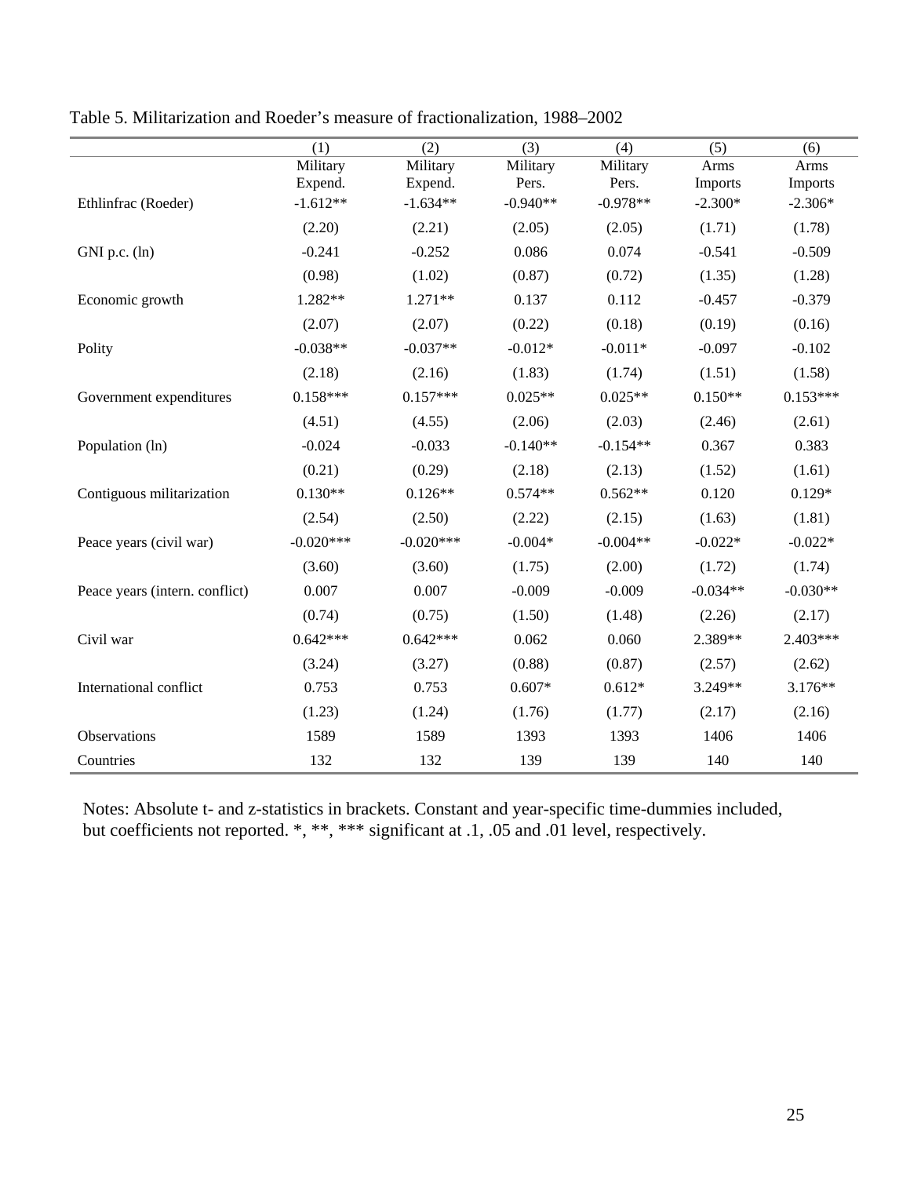Table 5. Militarization and Roeder's measure of fractionalization, 1988–2002

| | (1) | (2) | (3) | (4) | (5) | (6) |
|---|---|---|---|---|---|---|
| | Military Expend. | Military Expend. | Military Pers. | Military Pers. | Arms Imports | Arms Imports |
| Ethlinfrac (Roeder) | -1.612** | -1.634** | -0.940** | -0.978** | -2.300* | -2.306* |
| | (2.20) | (2.21) | (2.05) | (2.05) | (1.71) | (1.78) |
| GNI p.c. (ln) | -0.241 | -0.252 | 0.086 | 0.074 | -0.541 | -0.509 |
| | (0.98) | (1.02) | (0.87) | (0.72) | (1.35) | (1.28) |
| Economic growth | 1.282** | 1.271** | 0.137 | 0.112 | -0.457 | -0.379 |
| | (2.07) | (2.07) | (0.22) | (0.18) | (0.19) | (0.16) |
| Polity | -0.038** | -0.037** | -0.012* | -0.011* | -0.097 | -0.102 |
| | (2.18) | (2.16) | (1.83) | (1.74) | (1.51) | (1.58) |
| Government expenditures | 0.158*** | 0.157*** | 0.025** | 0.025** | 0.150** | 0.153*** |
| | (4.51) | (4.55) | (2.06) | (2.03) | (2.46) | (2.61) |
| Population (ln) | -0.024 | -0.033 | -0.140** | -0.154** | 0.367 | 0.383 |
| | (0.21) | (0.29) | (2.18) | (2.13) | (1.52) | (1.61) |
| Contiguous militarization | 0.130** | 0.126** | 0.574** | 0.562** | 0.120 | 0.129* |
| | (2.54) | (2.50) | (2.22) | (2.15) | (1.63) | (1.81) |
| Peace years (civil war) | -0.020*** | -0.020*** | -0.004* | -0.004** | -0.022* | -0.022* |
| | (3.60) | (3.60) | (1.75) | (2.00) | (1.72) | (1.74) |
| Peace years (intern. conflict) | 0.007 | 0.007 | -0.009 | -0.009 | -0.034** | -0.030** |
| | (0.74) | (0.75) | (1.50) | (1.48) | (2.26) | (2.17) |
| Civil war | 0.642*** | 0.642*** | 0.062 | 0.060 | 2.389** | 2.403*** |
| | (3.24) | (3.27) | (0.88) | (0.87) | (2.57) | (2.62) |
| International conflict | 0.753 | 0.753 | 0.607* | 0.612* | 3.249** | 3.176** |
| | (1.23) | (1.24) | (1.76) | (1.77) | (2.17) | (2.16) |
| Observations | 1589 | 1589 | 1393 | 1393 | 1406 | 1406 |
| Countries | 132 | 132 | 139 | 139 | 140 | 140 |

Notes: Absolute t- and z-statistics in brackets. Constant and year-specific time-dummies included, but coefficients not reported. *, **, *** significant at .1, .05 and .01 level, respectively.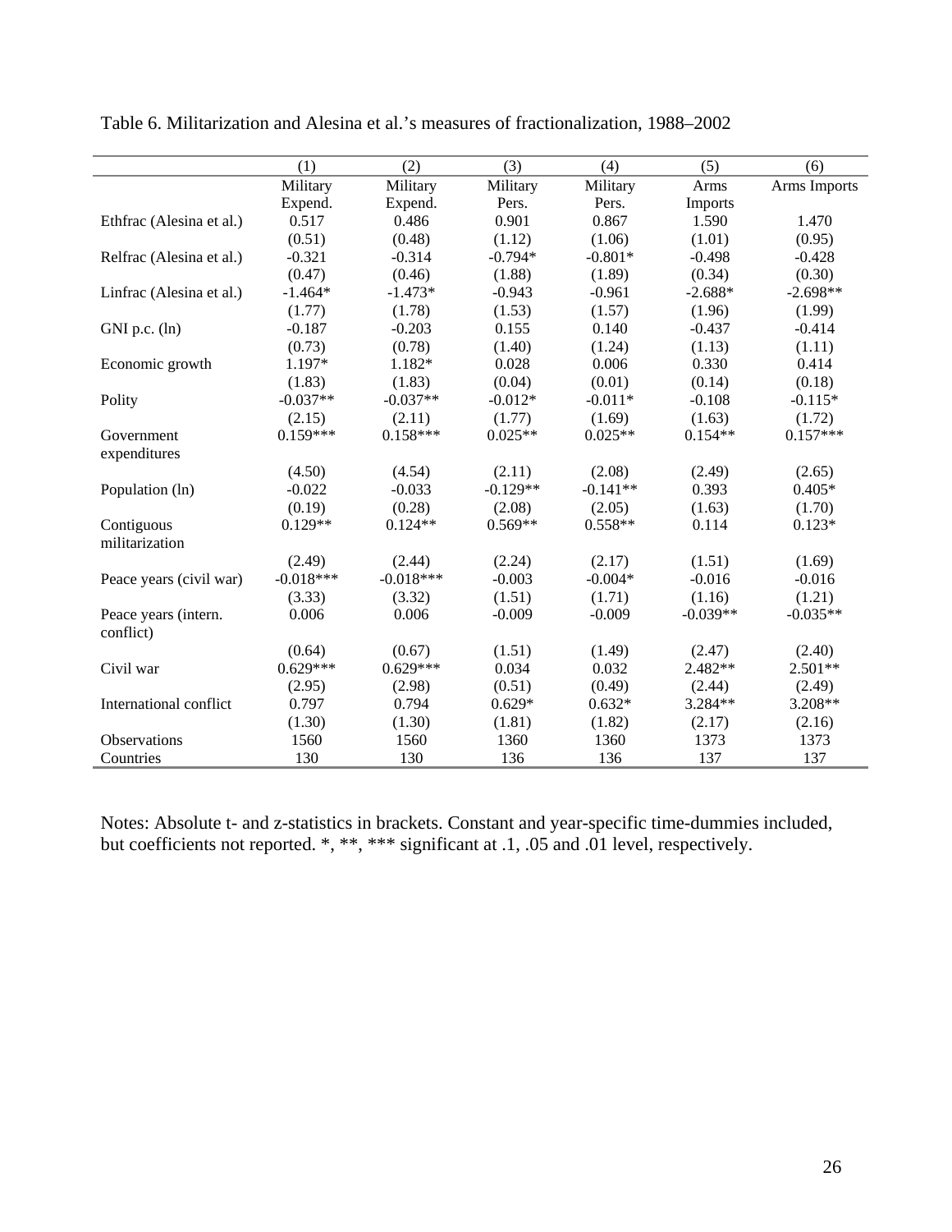Table 6. Militarization and Alesina et al.'s measures of fractionalization, 1988–2002

| | (1) | (2) | (3) | (4) | (5) | (6) |
|---|---|---|---|---|---|---|
| | Military Expend. | Military Expend. | Military Pers. | Military Pers. | Arms Imports | Arms Imports |
| Ethfrac (Alesina et al.) | 0.517 | 0.486 | 0.901 | 0.867 | 1.590 | 1.470 |
| | (0.51) | (0.48) | (1.12) | (1.06) | (1.01) | (0.95) |
| Relfrac (Alesina et al.) | -0.321 | -0.314 | -0.794* | -0.801* | -0.498 | -0.428 |
| | (0.47) | (0.46) | (1.88) | (1.89) | (0.34) | (0.30) |
| Linfrac (Alesina et al.) | -1.464* | -1.473* | -0.943 | -0.961 | -2.688* | -2.698** |
| | (1.77) | (1.78) | (1.53) | (1.57) | (1.96) | (1.99) |
| GNI p.c. (ln) | -0.187 | -0.203 | 0.155 | 0.140 | -0.437 | -0.414 |
| | (0.73) | (0.78) | (1.40) | (1.24) | (1.13) | (1.11) |
| Economic growth | 1.197* | 1.182* | 0.028 | 0.006 | 0.330 | 0.414 |
| | (1.83) | (1.83) | (0.04) | (0.01) | (0.14) | (0.18) |
| Polity | -0.037** | -0.037** | -0.012* | -0.011* | -0.108 | -0.115* |
| | (2.15) | (2.11) | (1.77) | (1.69) | (1.63) | (1.72) |
| Government expenditures | 0.159*** | 0.158*** | 0.025** | 0.025** | 0.154** | 0.157*** |
| | (4.50) | (4.54) | (2.11) | (2.08) | (2.49) | (2.65) |
| Population (ln) | -0.022 | -0.033 | -0.129** | -0.141** | 0.393 | 0.405* |
| | (0.19) | (0.28) | (2.08) | (2.05) | (1.63) | (1.70) |
| Contiguous militarization | 0.129** | 0.124** | 0.569** | 0.558** | 0.114 | 0.123* |
| | (2.49) | (2.44) | (2.24) | (2.17) | (1.51) | (1.69) |
| Peace years (civil war) | -0.018*** | -0.018*** | -0.003 | -0.004* | -0.016 | -0.016 |
| | (3.33) | (3.32) | (1.51) | (1.71) | (1.16) | (1.21) |
| Peace years (intern. conflict) | 0.006 | 0.006 | -0.009 | -0.009 | -0.039** | -0.035** |
| | (0.64) | (0.67) | (1.51) | (1.49) | (2.47) | (2.40) |
| Civil war | 0.629*** | 0.629*** | 0.034 | 0.032 | 2.482** | 2.501** |
| | (2.95) | (2.98) | (0.51) | (0.49) | (2.44) | (2.49) |
| International conflict | 0.797 | 0.794 | 0.629* | 0.632* | 3.284** | 3.208** |
| | (1.30) | (1.30) | (1.81) | (1.82) | (2.17) | (2.16) |
| Observations | 1560 | 1560 | 1360 | 1360 | 1373 | 1373 |
| Countries | 130 | 130 | 136 | 136 | 137 | 137 |

Notes: Absolute t- and z-statistics in brackets. Constant and year-specific time-dummies included, but coefficients not reported. *, **, *** significant at .1, .05 and .01 level, respectively.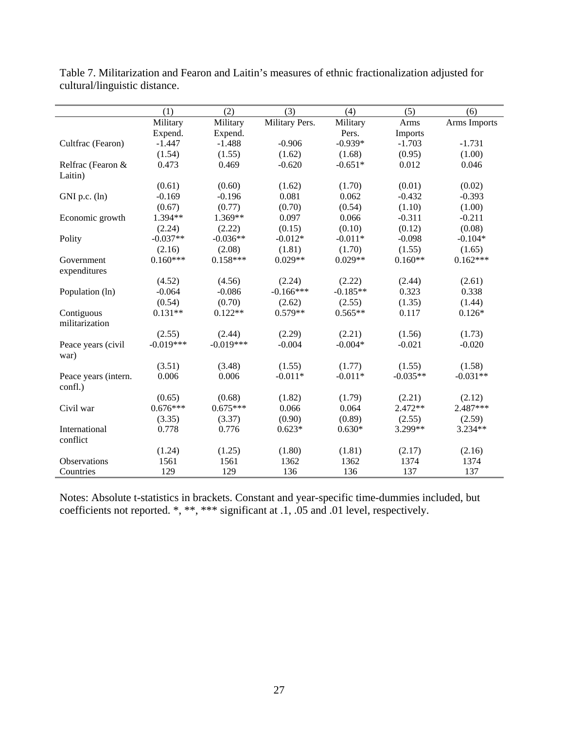Table 7. Militarization and Fearon and Laitin's measures of ethnic fractionalization adjusted for cultural/linguistic distance.

| | (1) | (2) | (3) | (4) | (5) | (6) |
|---|---|---|---|---|---|---|
| | Military Expend. | Military Expend. | Military Pers. | Military Pers. | Arms Imports | Arms Imports |
| Cultfrac (Fearon) | -1.447 | -1.488 | -0.906 | -0.939* | -1.703 | -1.731 |
| | (1.54) | (1.55) | (1.62) | (1.68) | (0.95) | (1.00) |
| Relfrac (Fearon & Laitin) | 0.473 | 0.469 | -0.620 | -0.651* | 0.012 | 0.046 |
| | (0.61) | (0.60) | (1.62) | (1.70) | (0.01) | (0.02) |
| GNI p.c. (ln) | -0.169 | -0.196 | 0.081 | 0.062 | -0.432 | -0.393 |
| | (0.67) | (0.77) | (0.70) | (0.54) | (1.10) | (1.00) |
| Economic growth | 1.394** | 1.369** | 0.097 | 0.066 | -0.311 | -0.211 |
| | (2.24) | (2.22) | (0.15) | (0.10) | (0.12) | (0.08) |
| Polity | -0.037** | -0.036** | -0.012* | -0.011* | -0.098 | -0.104* |
| | (2.16) | (2.08) | (1.81) | (1.70) | (1.55) | (1.65) |
| Government expenditures | 0.160*** | 0.158*** | 0.029** | 0.029** | 0.160** | 0.162*** |
| | (4.52) | (4.56) | (2.24) | (2.22) | (2.44) | (2.61) |
| Population (ln) | -0.064 | -0.086 | -0.166*** | -0.185** | 0.323 | 0.338 |
| | (0.54) | (0.70) | (2.62) | (2.55) | (1.35) | (1.44) |
| Contiguous militarization | 0.131** | 0.122** | 0.579** | 0.565** | 0.117 | 0.126* |
| | (2.55) | (2.44) | (2.29) | (2.21) | (1.56) | (1.73) |
| Peace years (civil war) | -0.019*** | -0.019*** | -0.004 | -0.004* | -0.021 | -0.020 |
| | (3.51) | (3.48) | (1.55) | (1.77) | (1.55) | (1.58) |
| Peace years (intern. confl.) | 0.006 | 0.006 | -0.011* | -0.011* | -0.035** | -0.031** |
| | (0.65) | (0.68) | (1.82) | (1.79) | (2.21) | (2.12) |
| Civil war | 0.676*** | 0.675*** | 0.066 | 0.064 | 2.472** | 2.487*** |
| | (3.35) | (3.37) | (0.90) | (0.89) | (2.55) | (2.59) |
| International conflict | 0.778 | 0.776 | 0.623* | 0.630* | 3.299** | 3.234** |
| | (1.24) | (1.25) | (1.80) | (1.81) | (2.17) | (2.16) |
| Observations | 1561 | 1561 | 1362 | 1362 | 1374 | 1374 |
| Countries | 129 | 129 | 136 | 136 | 137 | 137 |

Notes: Absolute t-statistics in brackets. Constant and year-specific time-dummies included, but coefficients not reported. *, **, *** significant at .1, .05 and .01 level, respectively.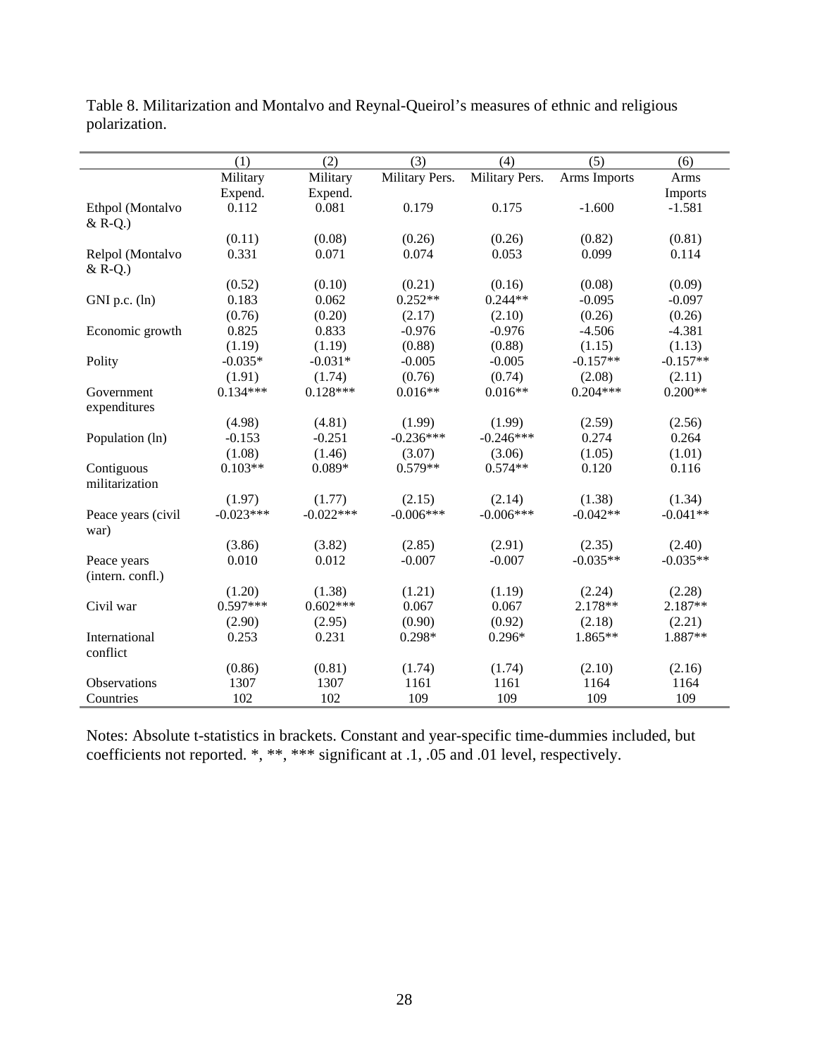Table 8. Militarization and Montalvo and Reynal-Queirol's measures of ethnic and religious polarization.

| | (1) | (2) | (3) | (4) | (5) | (6) |
|---|---|---|---|---|---|---|
| | Military Expend. | Military Expend. | Military Pers. | Military Pers. | Arms Imports | Arms Imports |
| Ethpol (Montalvo & R-Q.) | 0.112 | 0.081 | 0.179 | 0.175 | -1.600 | -1.581 |
| | (0.11) | (0.08) | (0.26) | (0.26) | (0.82) | (0.81) |
| Relpol (Montalvo & R-Q.) | 0.331 | 0.071 | 0.074 | 0.053 | 0.099 | 0.114 |
| | (0.52) | (0.10) | (0.21) | (0.16) | (0.08) | (0.09) |
| GNI p.c. (ln) | 0.183 | 0.062 | 0.252** | 0.244** | -0.095 | -0.097 |
| | (0.76) | (0.20) | (2.17) | (2.10) | (0.26) | (0.26) |
| Economic growth | 0.825 | 0.833 | -0.976 | -0.976 | -4.506 | -4.381 |
| | (1.19) | (1.19) | (0.88) | (0.88) | (1.15) | (1.13) |
| Polity | -0.035* | -0.031* | -0.005 | -0.005 | -0.157** | -0.157** |
| | (1.91) | (1.74) | (0.76) | (0.74) | (2.08) | (2.11) |
| Government expenditures | 0.134*** | 0.128*** | 0.016** | 0.016** | 0.204*** | 0.200** |
| | (4.98) | (4.81) | (1.99) | (1.99) | (2.59) | (2.56) |
| Population (ln) | -0.153 | -0.251 | -0.236*** | -0.246*** | 0.274 | 0.264 |
| | (1.08) | (1.46) | (3.07) | (3.06) | (1.05) | (1.01) |
| Contiguous militarization | 0.103** | 0.089* | 0.579** | 0.574** | 0.120 | 0.116 |
| | (1.97) | (1.77) | (2.15) | (2.14) | (1.38) | (1.34) |
| Peace years (civil war) | -0.023*** | -0.022*** | -0.006*** | -0.006*** | -0.042** | -0.041** |
| | (3.86) | (3.82) | (2.85) | (2.91) | (2.35) | (2.40) |
| Peace years (intern. confl.) | 0.010 | 0.012 | -0.007 | -0.007 | -0.035** | -0.035** |
| | (1.20) | (1.38) | (1.21) | (1.19) | (2.24) | (2.28) |
| Civil war | 0.597*** | 0.602*** | 0.067 | 0.067 | 2.178** | 2.187** |
| | (2.90) | (2.95) | (0.90) | (0.92) | (2.18) | (2.21) |
| International conflict | 0.253 | 0.231 | 0.298* | 0.296* | 1.865** | 1.887** |
| | (0.86) | (0.81) | (1.74) | (1.74) | (2.10) | (2.16) |
| Observations | 1307 | 1307 | 1161 | 1161 | 1164 | 1164 |
| Countries | 102 | 102 | 109 | 109 | 109 | 109 |

Notes: Absolute t-statistics in brackets. Constant and year-specific time-dummies included, but coefficients not reported. *, **, *** significant at .1, .05 and .01 level, respectively.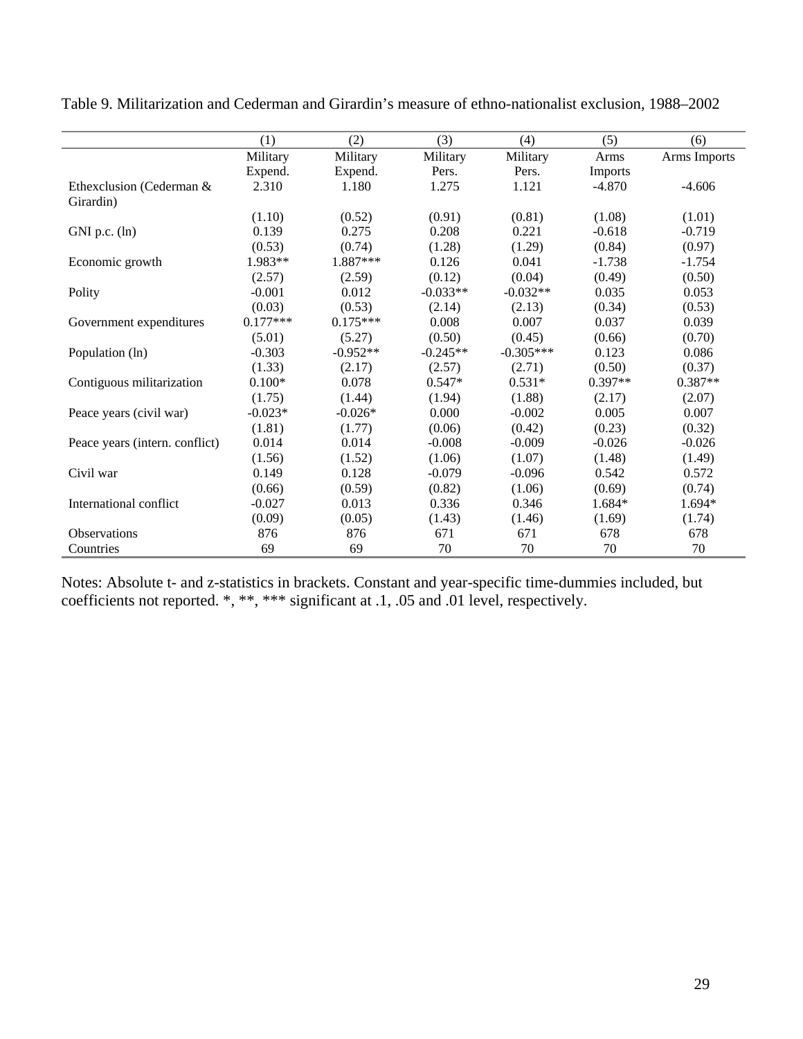Table 9. Militarization and Cederman and Girardin's measure of ethno-nationalist exclusion, 1988–2002

| | (1) | (2) | (3) | (4) | (5) | (6) |
|---|---|---|---|---|---|---|
| | Military Expend. | Military Expend. | Military Pers. | Military Pers. | Arms Imports | Arms Imports |
| Ethexclusion (Cederman & Girardin) | 2.310 | 1.180 | 1.275 | 1.121 | -4.870 | -4.606 |
| | (1.10) | (0.52) | (0.91) | (0.81) | (1.08) | (1.01) |
| GNI p.c. (ln) | 0.139 | 0.275 | 0.208 | 0.221 | -0.618 | -0.719 |
| | (0.53) | (0.74) | (1.28) | (1.29) | (0.84) | (0.97) |
| Economic growth | 1.983** | 1.887*** | 0.126 | 0.041 | -1.738 | -1.754 |
| | (2.57) | (2.59) | (0.12) | (0.04) | (0.49) | (0.50) |
| Polity | -0.001 | 0.012 | -0.033** | -0.032** | 0.035 | 0.053 |
| | (0.03) | (0.53) | (2.14) | (2.13) | (0.34) | (0.53) |
| Government expenditures | 0.177*** | 0.175*** | 0.008 | 0.007 | 0.037 | 0.039 |
| | (5.01) | (5.27) | (0.50) | (0.45) | (0.66) | (0.70) |
| Population (ln) | -0.303 | -0.952** | -0.245** | -0.305*** | 0.123 | 0.086 |
| | (1.33) | (2.17) | (2.57) | (2.71) | (0.50) | (0.37) |
| Contiguous militarization | 0.100* | 0.078 | 0.547* | 0.531* | 0.397** | 0.387** |
| | (1.75) | (1.44) | (1.94) | (1.88) | (2.17) | (2.07) |
| Peace years (civil war) | -0.023* | -0.026* | 0.000 | -0.002 | 0.005 | 0.007 |
| | (1.81) | (1.77) | (0.06) | (0.42) | (0.23) | (0.32) |
| Peace years (intern. conflict) | 0.014 | 0.014 | -0.008 | -0.009 | -0.026 | -0.026 |
| | (1.56) | (1.52) | (1.06) | (1.07) | (1.48) | (1.49) |
| Civil war | 0.149 | 0.128 | -0.079 | -0.096 | 0.542 | 0.572 |
| | (0.66) | (0.59) | (0.82) | (1.06) | (0.69) | (0.74) |
| International conflict | -0.027 | 0.013 | 0.336 | 0.346 | 1.684* | 1.694* |
| | (0.09) | (0.05) | (1.43) | (1.46) | (1.69) | (1.74) |
| Observations | 876 | 876 | 671 | 671 | 678 | 678 |
| Countries | 69 | 69 | 70 | 70 | 70 | 70 |

Notes: Absolute t- and z-statistics in brackets. Constant and year-specific time-dummies included, but coefficients not reported. *, **, *** significant at .1, .05 and .01 level, respectively.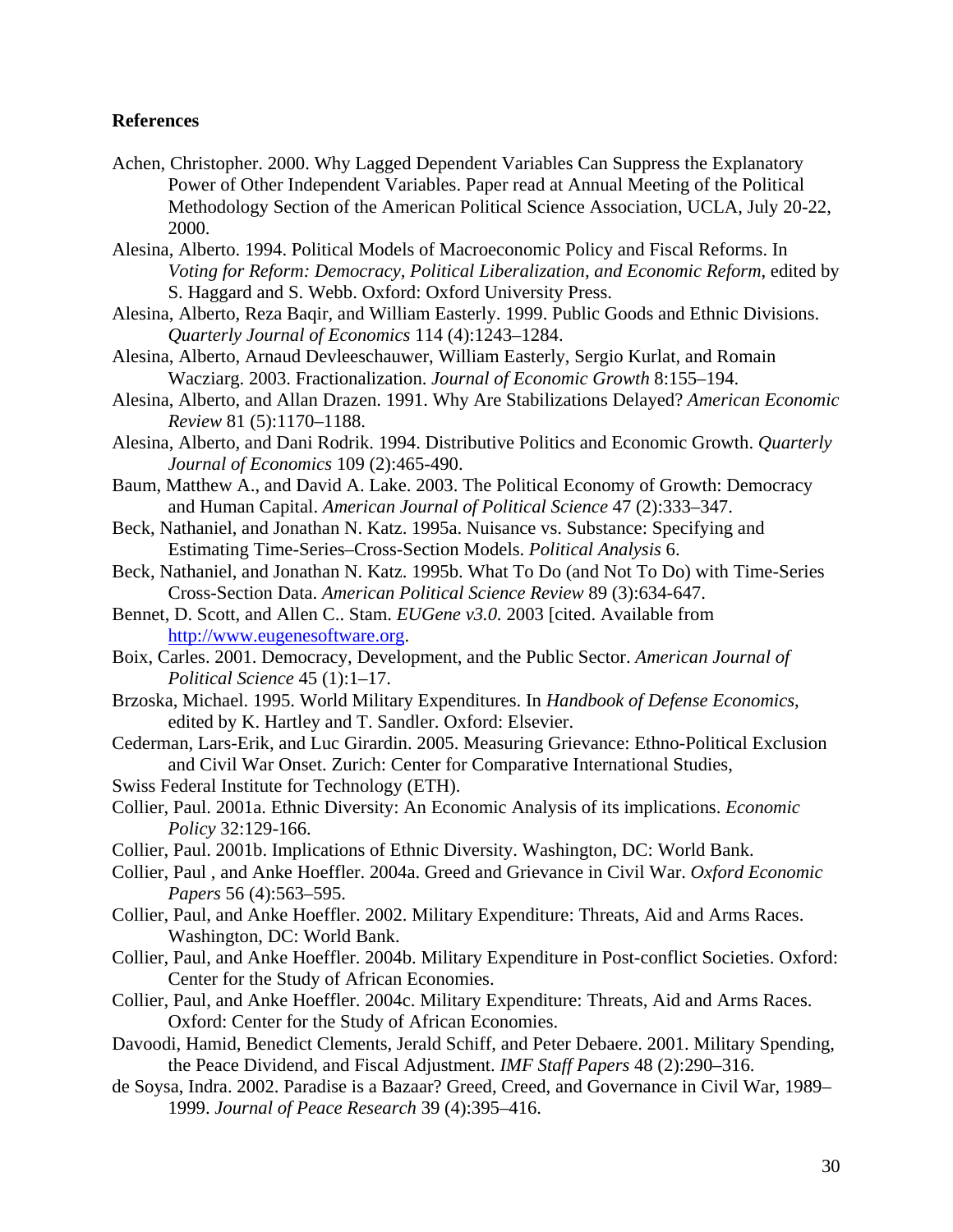**References**

Achen, Christopher. 2000. Why Lagged Dependent Variables Can Suppress the Explanatory Power of Other Independent Variables. Paper read at Annual Meeting of the Political Methodology Section of the American Political Science Association, UCLA, July 20-22, 2000.

Alesina, Alberto. 1994. Political Models of Macroeconomic Policy and Fiscal Reforms. In *Voting for Reform: Democracy, Political Liberalization, and Economic Reform*, edited by S. Haggard and S. Webb. Oxford: Oxford University Press.

Alesina, Alberto, Reza Baqir, and William Easterly. 1999. Public Goods and Ethnic Divisions. *Quarterly Journal of Economics* 114 (4):1243–1284.

Alesina, Alberto, Arnaud Devleeschauwer, William Easterly, Sergio Kurlat, and Romain Wacziarg. 2003. Fractionalization. *Journal of Economic Growth* 8:155–194.

Alesina, Alberto, and Allan Drazen. 1991. Why Are Stabilizations Delayed? *American Economic Review* 81 (5):1170–1188.

Alesina, Alberto, and Dani Rodrik. 1994. Distributive Politics and Economic Growth. *Quarterly Journal of Economics* 109 (2):465-490.

Baum, Matthew A., and David A. Lake. 2003. The Political Economy of Growth: Democracy and Human Capital. *American Journal of Political Science* 47 (2):333–347.

Beck, Nathaniel, and Jonathan N. Katz. 1995a. Nuisance vs. Substance: Specifying and Estimating Time-Series–Cross-Section Models. *Political Analysis* 6.

Beck, Nathaniel, and Jonathan N. Katz. 1995b. What To Do (and Not To Do) with Time-Series Cross-Section Data. *American Political Science Review* 89 (3):634-647.

Bennet, D. Scott, and Allen C.. Stam. *EUGene v3.0.* 2003 [cited. Available from http://www.eugenesoftware.org.

Boix, Carles. 2001. Democracy, Development, and the Public Sector. *American Journal of Political Science* 45 (1):1–17.

Brzoska, Michael. 1995. World Military Expenditures. In *Handbook of Defense Economics*, edited by K. Hartley and T. Sandler. Oxford: Elsevier.

Cederman, Lars-Erik, and Luc Girardin. 2005. Measuring Grievance: Ethno-Political Exclusion and Civil War Onset. Zurich: Center for Comparative International Studies,
Swiss Federal Institute for Technology (ETH).

Collier, Paul. 2001a. Ethnic Diversity: An Economic Analysis of its implications. *Economic Policy* 32:129-166.

Collier, Paul. 2001b. Implications of Ethnic Diversity. Washington, DC: World Bank.

Collier, Paul , and Anke Hoeffler. 2004a. Greed and Grievance in Civil War. *Oxford Economic Papers* 56 (4):563–595.

Collier, Paul, and Anke Hoeffler. 2002. Military Expenditure: Threats, Aid and Arms Races. Washington, DC: World Bank.

Collier, Paul, and Anke Hoeffler. 2004b. Military Expenditure in Post-conflict Societies. Oxford: Center for the Study of African Economies.

Collier, Paul, and Anke Hoeffler. 2004c. Military Expenditure: Threats, Aid and Arms Races. Oxford: Center for the Study of African Economies.

Davoodi, Hamid, Benedict Clements, Jerald Schiff, and Peter Debaere. 2001. Military Spending, the Peace Dividend, and Fiscal Adjustment. *IMF Staff Papers* 48 (2):290–316.

de Soysa, Indra. 2002. Paradise is a Bazaar? Greed, Creed, and Governance in Civil War, 1989–1999. *Journal of Peace Research* 39 (4):395–416.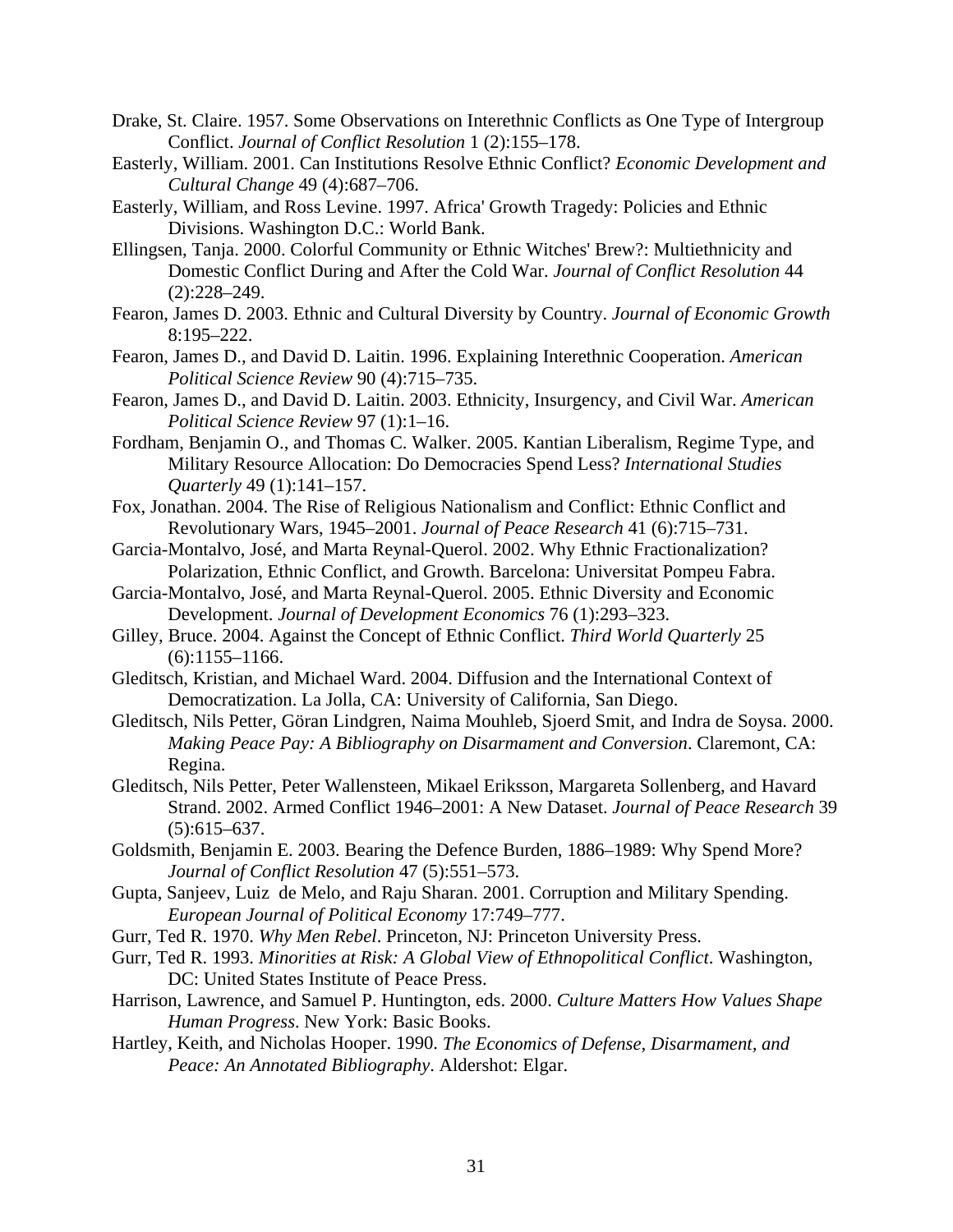Drake, St. Claire. 1957. Some Observations on Interethnic Conflicts as One Type of Intergroup Conflict. *Journal of Conflict Resolution* 1 (2):155–178.

Easterly, William. 2001. Can Institutions Resolve Ethnic Conflict? *Economic Development and Cultural Change* 49 (4):687–706.

Easterly, William, and Ross Levine. 1997. Africa' Growth Tragedy: Policies and Ethnic Divisions. Washington D.C.: World Bank.

Ellingsen, Tanja. 2000. Colorful Community or Ethnic Witches' Brew?: Multiethnicity and Domestic Conflict During and After the Cold War. *Journal of Conflict Resolution* 44 (2):228–249.

Fearon, James D. 2003. Ethnic and Cultural Diversity by Country. *Journal of Economic Growth* 8:195–222.

Fearon, James D., and David D. Laitin. 1996. Explaining Interethnic Cooperation. *American Political Science Review* 90 (4):715–735.

Fearon, James D., and David D. Laitin. 2003. Ethnicity, Insurgency, and Civil War. *American Political Science Review* 97 (1):1–16.

Fordham, Benjamin O., and Thomas C. Walker. 2005. Kantian Liberalism, Regime Type, and Military Resource Allocation: Do Democracies Spend Less? *International Studies Quarterly* 49 (1):141–157.

Fox, Jonathan. 2004. The Rise of Religious Nationalism and Conflict: Ethnic Conflict and Revolutionary Wars, 1945–2001. *Journal of Peace Research* 41 (6):715–731.

Garcia-Montalvo, José, and Marta Reynal-Querol. 2002. Why Ethnic Fractionalization? Polarization, Ethnic Conflict, and Growth. Barcelona: Universitat Pompeu Fabra.

Garcia-Montalvo, José, and Marta Reynal-Querol. 2005. Ethnic Diversity and Economic Development. *Journal of Development Economics* 76 (1):293–323.

Gilley, Bruce. 2004. Against the Concept of Ethnic Conflict. *Third World Quarterly* 25 (6):1155–1166.

Gleditsch, Kristian, and Michael Ward. 2004. Diffusion and the International Context of Democratization. La Jolla, CA: University of California, San Diego.

Gleditsch, Nils Petter, Göran Lindgren, Naima Mouhleb, Sjoerd Smit, and Indra de Soysa. 2000. *Making Peace Pay: A Bibliography on Disarmament and Conversion*. Claremont, CA: Regina.

Gleditsch, Nils Petter, Peter Wallensteen, Mikael Eriksson, Margareta Sollenberg, and Havard Strand. 2002. Armed Conflict 1946–2001: A New Dataset. *Journal of Peace Research* 39 (5):615–637.

Goldsmith, Benjamin E. 2003. Bearing the Defence Burden, 1886–1989: Why Spend More? *Journal of Conflict Resolution* 47 (5):551–573.

Gupta, Sanjeev, Luiz de Melo, and Raju Sharan. 2001. Corruption and Military Spending. *European Journal of Political Economy* 17:749–777.

Gurr, Ted R. 1970. *Why Men Rebel*. Princeton, NJ: Princeton University Press.

Gurr, Ted R. 1993. *Minorities at Risk: A Global View of Ethnopolitical Conflict*. Washington, DC: United States Institute of Peace Press.

Harrison, Lawrence, and Samuel P. Huntington, eds. 2000. *Culture Matters How Values Shape Human Progress*. New York: Basic Books.

Hartley, Keith, and Nicholas Hooper. 1990. *The Economics of Defense, Disarmament, and Peace: An Annotated Bibliography*. Aldershot: Elgar.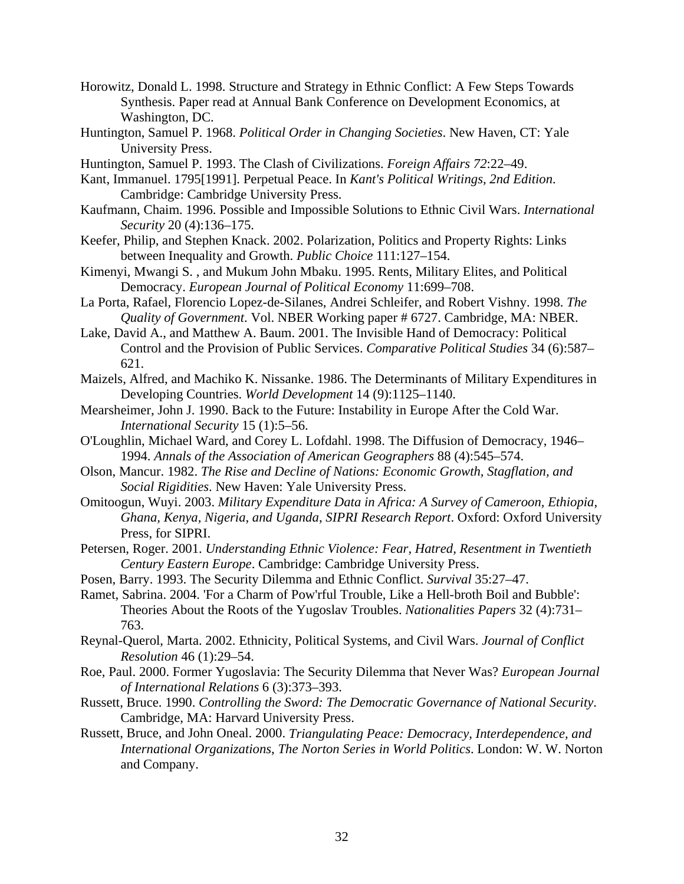Horowitz, Donald L. 1998. Structure and Strategy in Ethnic Conflict: A Few Steps Towards Synthesis. Paper read at Annual Bank Conference on Development Economics, at Washington, DC.

Huntington, Samuel P. 1968. *Political Order in Changing Societies*. New Haven, CT: Yale University Press.

Huntington, Samuel P. 1993. The Clash of Civilizations. *Foreign Affairs 72*:22–49.

Kant, Immanuel. 1795[1991]. Perpetual Peace. In *Kant's Political Writings, 2nd Edition*. Cambridge: Cambridge University Press.

Kaufmann, Chaim. 1996. Possible and Impossible Solutions to Ethnic Civil Wars. *International Security* 20 (4):136–175.

Keefer, Philip, and Stephen Knack. 2002. Polarization, Politics and Property Rights: Links between Inequality and Growth. *Public Choice* 111:127–154.

Kimenyi, Mwangi S. , and Mukum John Mbaku. 1995. Rents, Military Elites, and Political Democracy. *European Journal of Political Economy* 11:699–708.

La Porta, Rafael, Florencio Lopez-de-Silanes, Andrei Schleifer, and Robert Vishny. 1998. *The Quality of Government*. Vol. NBER Working paper # 6727. Cambridge, MA: NBER.

Lake, David A., and Matthew A. Baum. 2001. The Invisible Hand of Democracy: Political Control and the Provision of Public Services. *Comparative Political Studies* 34 (6):587–621.

Maizels, Alfred, and Machiko K. Nissanke. 1986. The Determinants of Military Expenditures in Developing Countries. *World Development* 14 (9):1125–1140.

Mearsheimer, John J. 1990. Back to the Future: Instability in Europe After the Cold War. *International Security* 15 (1):5–56.

O'Loughlin, Michael Ward, and Corey L. Lofdahl. 1998. The Diffusion of Democracy, 1946–1994. *Annals of the Association of American Geographers* 88 (4):545–574.

Olson, Mancur. 1982. *The Rise and Decline of Nations: Economic Growth, Stagflation, and Social Rigidities*. New Haven: Yale University Press.

Omitoogun, Wuyi. 2003. *Military Expenditure Data in Africa: A Survey of Cameroon, Ethiopia, Ghana, Kenya, Nigeria, and Uganda, SIPRI Research Report*. Oxford: Oxford University Press, for SIPRI.

Petersen, Roger. 2001. *Understanding Ethnic Violence: Fear, Hatred, Resentment in Twentieth Century Eastern Europe*. Cambridge: Cambridge University Press.

Posen, Barry. 1993. The Security Dilemma and Ethnic Conflict. *Survival* 35:27–47.

Ramet, Sabrina. 2004. 'For a Charm of Pow'rful Trouble, Like a Hell-broth Boil and Bubble': Theories About the Roots of the Yugoslav Troubles. *Nationalities Papers* 32 (4):731–763.

Reynal-Querol, Marta. 2002. Ethnicity, Political Systems, and Civil Wars. *Journal of Conflict Resolution* 46 (1):29–54.

Roe, Paul. 2000. Former Yugoslavia: The Security Dilemma that Never Was? *European Journal of International Relations* 6 (3):373–393.

Russett, Bruce. 1990. *Controlling the Sword: The Democratic Governance of National Security*. Cambridge, MA: Harvard University Press.

Russett, Bruce, and John Oneal. 2000. *Triangulating Peace: Democracy, Interdependence, and International Organizations, The Norton Series in World Politics*. London: W. W. Norton and Company.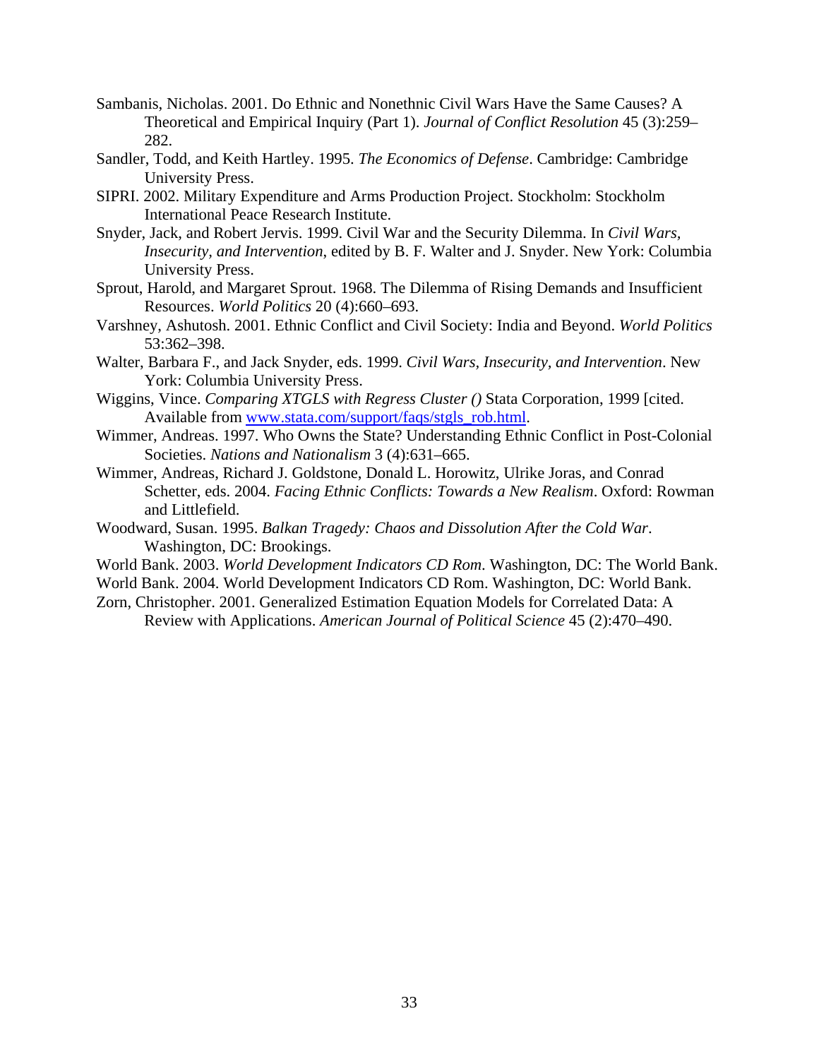Sambanis, Nicholas. 2001. Do Ethnic and Nonethnic Civil Wars Have the Same Causes? A Theoretical and Empirical Inquiry (Part 1). *Journal of Conflict Resolution* 45 (3):259–282.

Sandler, Todd, and Keith Hartley. 1995. *The Economics of Defense*. Cambridge: Cambridge University Press.

SIPRI. 2002. Military Expenditure and Arms Production Project. Stockholm: Stockholm International Peace Research Institute.

Snyder, Jack, and Robert Jervis. 1999. Civil War and the Security Dilemma. In *Civil Wars, Insecurity, and Intervention*, edited by B. F. Walter and J. Snyder. New York: Columbia University Press.

Sprout, Harold, and Margaret Sprout. 1968. The Dilemma of Rising Demands and Insufficient Resources. *World Politics* 20 (4):660–693.

Varshney, Ashutosh. 2001. Ethnic Conflict and Civil Society: India and Beyond. *World Politics* 53:362–398.

Walter, Barbara F., and Jack Snyder, eds. 1999. *Civil Wars, Insecurity, and Intervention*. New York: Columbia University Press.

Wiggins, Vince. *Comparing XTGLS with Regress Cluster ()* Stata Corporation, 1999 [cited. Available from www.stata.com/support/faqs/stgls_rob.html.

Wimmer, Andreas. 1997. Who Owns the State? Understanding Ethnic Conflict in Post-Colonial Societies. *Nations and Nationalism* 3 (4):631–665.

Wimmer, Andreas, Richard J. Goldstone, Donald L. Horowitz, Ulrike Joras, and Conrad Schetter, eds. 2004. *Facing Ethnic Conflicts: Towards a New Realism*. Oxford: Rowman and Littlefield.

Woodward, Susan. 1995. *Balkan Tragedy: Chaos and Dissolution After the Cold War*. Washington, DC: Brookings.

World Bank. 2003. *World Development Indicators CD Rom*. Washington, DC: The World Bank.

World Bank. 2004. World Development Indicators CD Rom. Washington, DC: World Bank.

Zorn, Christopher. 2001. Generalized Estimation Equation Models for Correlated Data: A Review with Applications. *American Journal of Political Science* 45 (2):470–490.